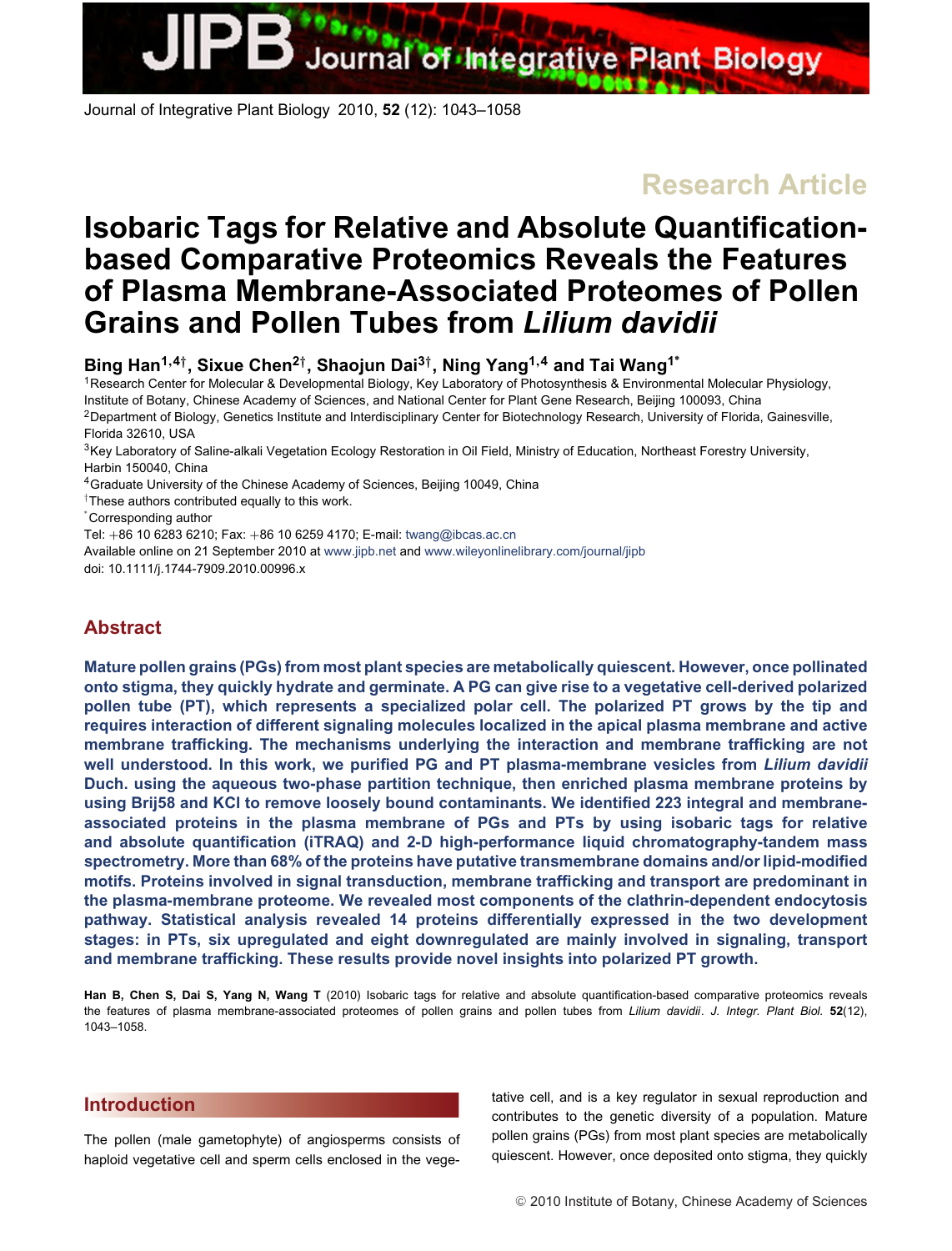Research Article

# Isobaric Tags for Relative and Absolute Quantification-based Comparative Proteomics Reveals the Features of Plasma Membrane-Associated Proteomes of Pollen Grains and Pollen Tubes from *Lilium davidii*

**Bing Han[1,4†], Sixue Chen[2†], Shaojun Dai[3†], Ning Yang[1,4] and Tai Wang[1*]**

[1]Research Center for Molecular & Developmental Biology, Key Laboratory of Photosynthesis & Environmental Molecular Physiology, Institute of Botany, Chinese Academy of Sciences, and National Center for Plant Gene Research, Beijing 100093, China
[2]Department of Biology, Genetics Institute and Interdisciplinary Center for Biotechnology Research, University of Florida, Gainesville, Florida 32610, USA
[3]Key Laboratory of Saline-alkali Vegetation Ecology Restoration in Oil Field, Ministry of Education, Northeast Forestry University, Harbin 150040, China
[4]Graduate University of the Chinese Academy of Sciences, Beijing 10049, China
†These authors contributed equally to this work.
*Corresponding author
Tel: +86 10 6283 6210; Fax: +86 10 6259 4170; E-mail: twang@ibcas.ac.cn
Available online on 21 September 2010 at www.jipb.net and www.wileyonlinelibrary.com/journal/jipb
doi: 10.1111/j.1744-7909.2010.00996.x

## Abstract

**Mature pollen grains (PGs) from most plant species are metabolically quiescent. However, once pollinated onto stigma, they quickly hydrate and germinate. A PG can give rise to a vegetative cell-derived polarized pollen tube (PT), which represents a specialized polar cell. The polarized PT grows by the tip and requires interaction of different signaling molecules localized in the apical plasma membrane and active membrane trafficking. The mechanisms underlying the interaction and membrane trafficking are not well understood. In this work, we purified PG and PT plasma-membrane vesicles from *Lilium davidii* Duch. using the aqueous two-phase partition technique, then enriched plasma membrane proteins by using Brij58 and KCl to remove loosely bound contaminants. We identified 223 integral and membrane-associated proteins in the plasma membrane of PGs and PTs by using isobaric tags for relative and absolute quantification (iTRAQ) and 2-D high-performance liquid chromatography-tandem mass spectrometry. More than 68% of the proteins have putative transmembrane domains and/or lipid-modified motifs. Proteins involved in signal transduction, membrane trafficking and transport are predominant in the plasma-membrane proteome. We revealed most components of the clathrin-dependent endocytosis pathway. Statistical analysis revealed 14 proteins differentially expressed in the two development stages: in PTs, six upregulated and eight downregulated are mainly involved in signaling, transport and membrane trafficking. These results provide novel insights into polarized PT growth.**

**Han B, Chen S, Dai S, Yang N, Wang T** (2010) Isobaric tags for relative and absolute quantification-based comparative proteomics reveals the features of plasma membrane-associated proteomes of pollen grains and pollen tubes from *Lilium davidii*. *J. Integr. Plant Biol.* **52**(12), 1043–1058.

## Introduction

The pollen (male gametophyte) of angiosperms consists of haploid vegetative cell and sperm cells enclosed in the vegetative cell, and is a key regulator in sexual reproduction and contributes to the genetic diversity of a population. Mature pollen grains (PGs) from most plant species are metabolically quiescent. However, once deposited onto stigma, they quickly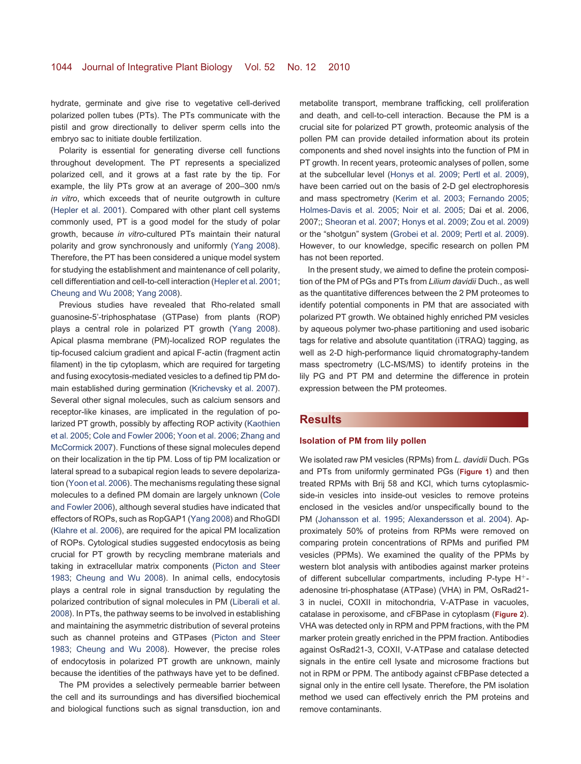hydrate, germinate and give rise to vegetative cell-derived polarized pollen tubes (PTs). The PTs communicate with the pistil and grow directionally to deliver sperm cells into the embryo sac to initiate double fertilization.

Polarity is essential for generating diverse cell functions throughout development. The PT represents a specialized polarized cell, and it grows at a fast rate by the tip. For example, the lily PTs grow at an average of 200–300 nm/s *in vitro*, which exceeds that of neurite outgrowth in culture (Hepler et al. 2001). Compared with other plant cell systems commonly used, PT is a good model for the study of polar growth, because *in vitro*-cultured PTs maintain their natural polarity and grow synchronously and uniformly (Yang 2008). Therefore, the PT has been considered a unique model system for studying the establishment and maintenance of cell polarity, cell differentiation and cell-to-cell interaction (Hepler et al. 2001; Cheung and Wu 2008; Yang 2008).

Previous studies have revealed that Rho-related small guanosine-5'-triphosphatase (GTPase) from plants (ROP) plays a central role in polarized PT growth (Yang 2008). Apical plasma membrane (PM)-localized ROP regulates the tip-focused calcium gradient and apical F-actin (fragment actin filament) in the tip cytoplasm, which are required for targeting and fusing exocytosis-mediated vesicles to a defined tip PM domain established during germination (Krichevsky et al. 2007). Several other signal molecules, such as calcium sensors and receptor-like kinases, are implicated in the regulation of polarized PT growth, possibly by affecting ROP activity (Kaothien et al. 2005; Cole and Fowler 2006; Yoon et al. 2006; Zhang and McCormick 2007). Functions of these signal molecules depend on their localization in the tip PM. Loss of tip PM localization or lateral spread to a subapical region leads to severe depolarization (Yoon et al. 2006). The mechanisms regulating these signal molecules to a defined PM domain are largely unknown (Cole and Fowler 2006), although several studies have indicated that effectors of ROPs, such as RopGAP1 (Yang 2008) and RhoGDI (Klahre et al. 2006), are required for the apical PM localization of ROPs. Cytological studies suggested endocytosis as being crucial for PT growth by recycling membrane materials and taking in extracellular matrix components (Picton and Steer 1983; Cheung and Wu 2008). In animal cells, endocytosis plays a central role in signal transduction by regulating the polarized contribution of signal molecules in PM (Liberali et al. 2008). In PTs, the pathway seems to be involved in establishing and maintaining the asymmetric distribution of several proteins such as channel proteins and GTPases (Picton and Steer 1983; Cheung and Wu 2008). However, the precise roles of endocytosis in polarized PT growth are unknown, mainly because the identities of the pathways have yet to be defined.

The PM provides a selectively permeable barrier between the cell and its surroundings and has diversified biochemical and biological functions such as signal transduction, ion and metabolite transport, membrane trafficking, cell proliferation and death, and cell-to-cell interaction. Because the PM is a crucial site for polarized PT growth, proteomic analysis of the pollen PM can provide detailed information about its protein components and shed novel insights into the function of PM in PT growth. In recent years, proteomic analyses of pollen, some at the subcellular level (Honys et al. 2009; Pertl et al. 2009), have been carried out on the basis of 2-D gel electrophoresis and mass spectrometry (Kerim et al. 2003; Fernando 2005; Holmes-Davis et al. 2005; Noir et al. 2005; Dai et al. 2006, 2007;; Sheoran et al. 2007; Honys et al. 2009; Zou et al. 2009) or the "shotgun" system (Grobei et al. 2009; Pertl et al. 2009). However, to our knowledge, specific research on pollen PM has not been reported.

In the present study, we aimed to define the protein composition of the PM of PGs and PTs from *Lilium davidii* Duch., as well as the quantitative differences between the 2 PM proteomes to identify potential components in PM that are associated with polarized PT growth. We obtained highly enriched PM vesicles by aqueous polymer two-phase partitioning and used isobaric tags for relative and absolute quantitation (iTRAQ) tagging, as well as 2-D high-performance liquid chromatography-tandem mass spectrometry (LC-MS/MS) to identify proteins in the lily PG and PT PM and determine the difference in protein expression between the PM proteomes.

## Results

### Isolation of PM from lily pollen

We isolated raw PM vesicles (RPMs) from *L. davidii* Duch. PGs and PTs from uniformly germinated PGs (**Figure 1**) and then treated RPMs with Brij 58 and KCl, which turns cytoplasmic-side-in vesicles into inside-out vesicles to remove proteins enclosed in the vesicles and/or unspecifically bound to the PM (Johansson et al. 1995; Alexandersson et al. 2004). Approximately 50% of proteins from RPMs were removed on comparing protein concentrations of RPMs and purified PM vesicles (PPMs). We examined the quality of the PPMs by western blot analysis with antibodies against marker proteins of different subcellular compartments, including P-type $H^+$-adenosine tri-phosphatase (ATPase) (VHA) in PM, OsRad21-3 in nuclei, COXII in mitochondria, V-ATPase in vacuoles, catalase in peroxisome, and cFBPase in cytoplasm (**Figure 2**). VHA was detected only in RPM and PPM fractions, with the PM marker protein greatly enriched in the PPM fraction. Antibodies against OsRad21-3, COXII, V-ATPase and catalase detected signals in the entire cell lysate and microsome fractions but not in RPM or PPM. The antibody against cFBPase detected a signal only in the entire cell lysate. Therefore, the PM isolation method we used can effectively enrich the PM proteins and remove contaminants.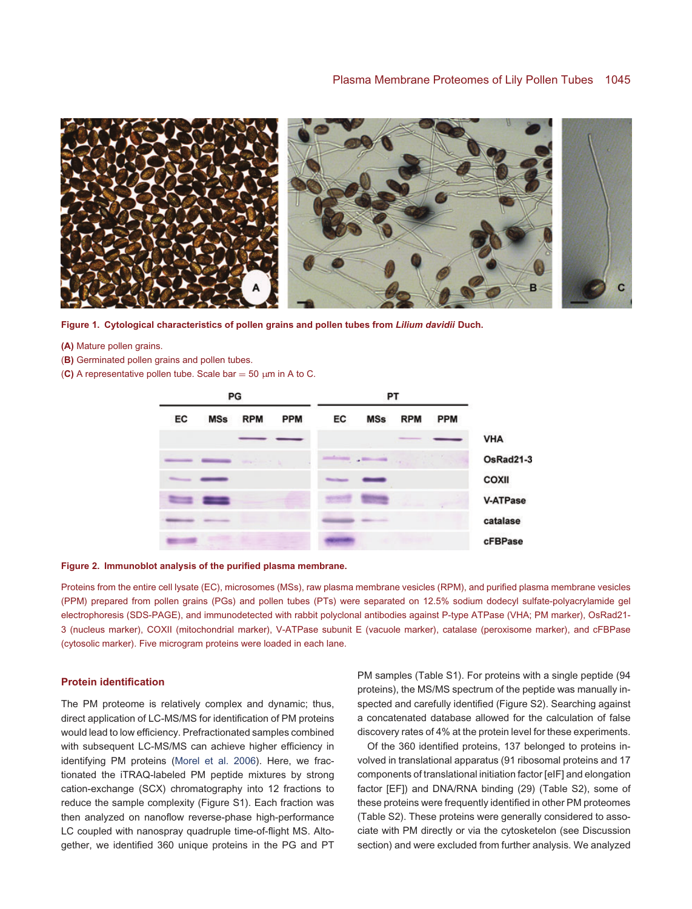**Figure 1. Cytological characteristics of pollen grains and pollen tubes from *Lilium davidii* Duch.**

(**A**) Mature pollen grains.

(**B**) Germinated pollen grains and pollen tubes.

(**C**) A representative pollen tube. Scale bar = 50 μm in A to C.

**Figure 2. Immunoblot analysis of the purified plasma membrane.**

Proteins from the entire cell lysate (EC), microsomes (MSs), raw plasma membrane vesicles (RPM), and purified plasma membrane vesicles (PPM) prepared from pollen grains (PGs) and pollen tubes (PTs) were separated on 12.5% sodium dodecyl sulfate-polyacrylamide gel electrophoresis (SDS-PAGE), and immunodetected with rabbit polyclonal antibodies against P-type ATPase (VHA; PM marker), OsRad21-3 (nucleus marker), COXII (mitochondrial marker), V-ATPase subunit E (vacuole marker), catalase (peroxisome marker), and cFBPase (cytosolic marker). Five microgram proteins were loaded in each lane.

### Protein identification

The PM proteome is relatively complex and dynamic; thus, direct application of LC-MS/MS for identification of PM proteins would lead to low efficiency. Prefractionated samples combined with subsequent LC-MS/MS can achieve higher efficiency in identifying PM proteins (Morel et al. 2006). Here, we fractionated the iTRAQ-labeled PM peptide mixtures by strong cation-exchange (SCX) chromatography into 12 fractions to reduce the sample complexity (Figure S1). Each fraction was then analyzed on nanoflow reverse-phase high-performance LC coupled with nanospray quadruple time-of-flight MS. Altogether, we identified 360 unique proteins in the PG and PT PM samples (Table S1). For proteins with a single peptide (94 proteins), the MS/MS spectrum of the peptide was manually inspected and carefully identified (Figure S2). Searching against a concatenated database allowed for the calculation of false discovery rates of 4% at the protein level for these experiments.

Of the 360 identified proteins, 137 belonged to proteins involved in translational apparatus (91 ribosomal proteins and 17 components of translational initiation factor [eIF] and elongation factor [EF]) and DNA/RNA binding (29) (Table S2), some of these proteins were frequently identified in other PM proteomes (Table S2). These proteins were generally considered to associate with PM directly or via the cytoskeleton (see Discussion section) and were excluded from further analysis. We analyzed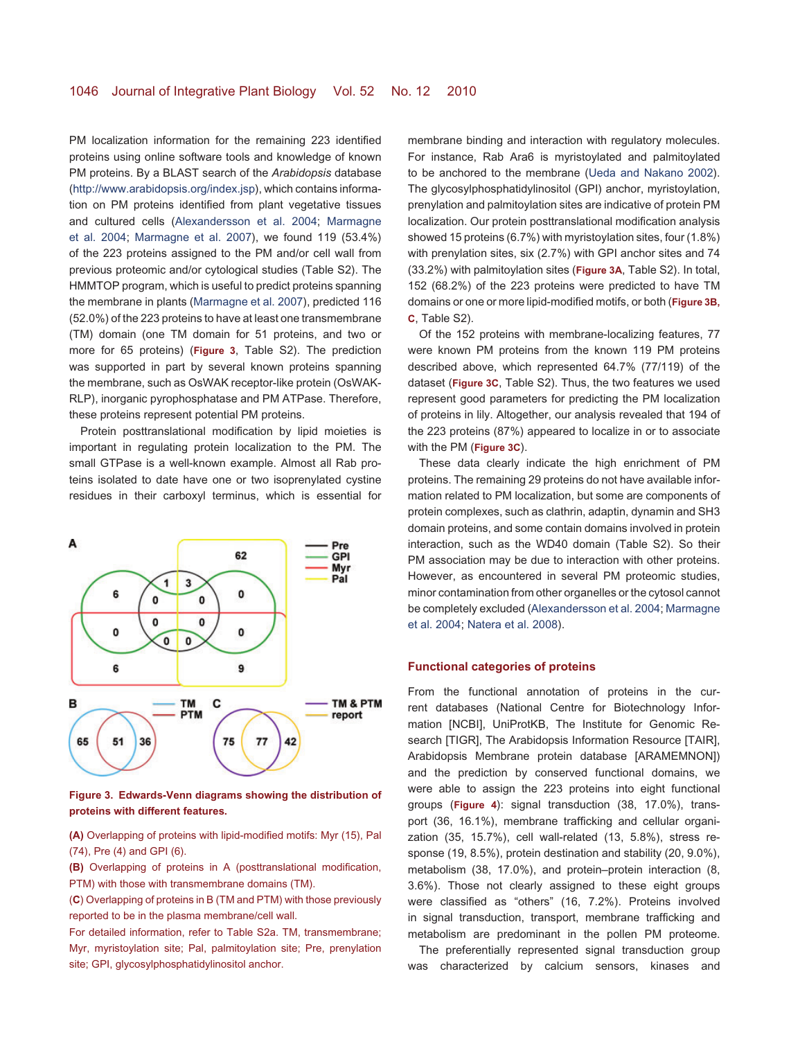PM localization information for the remaining 223 identified proteins using online software tools and knowledge of known PM proteins. By a BLAST search of the *Arabidopsis* database (http://www.arabidopsis.org/index.jsp), which contains information on PM proteins identified from plant vegetative tissues and cultured cells (Alexandersson et al. 2004; Marmagne et al. 2004; Marmagne et al. 2007), we found 119 (53.4%) of the 223 proteins assigned to the PM and/or cell wall from previous proteomic and/or cytological studies (Table S2). The HMMTOP program, which is useful to predict proteins spanning the membrane in plants (Marmagne et al. 2007), predicted 116 (52.0%) of the 223 proteins to have at least one transmembrane (TM) domain (one TM domain for 51 proteins, and two or more for 65 proteins) (**Figure 3**, Table S2). The prediction was supported in part by several known proteins spanning the membrane, such as OsWAK receptor-like protein (OsWAK-RLP), inorganic pyrophosphatase and PM ATPase. Therefore, these proteins represent potential PM proteins.

Protein posttranslational modification by lipid moieties is important in regulating protein localization to the PM. The small GTPase is a well-known example. Almost all Rab proteins isolated to date have one or two isoprenylated cystine residues in their carboxyl terminus, which is essential for membrane binding and interaction with regulatory molecules. For instance, Rab Ara6 is myristoylated and palmitoylated to be anchored to the membrane (Ueda and Nakano 2002). The glycosylphosphatidylinositol (GPI) anchor, myristoylation, prenylation and palmitoylation sites are indicative of protein PM localization. Our protein posttranslational modification analysis showed 15 proteins (6.7%) with myristoylation sites, four (1.8%) with prenylation sites, six (2.7%) with GPI anchor sites and 74 (33.2%) with palmitoylation sites (**Figure 3A**, Table S2). In total, 152 (68.2%) of the 223 proteins were predicted to have TM domains or one or more lipid-modified motifs, or both (**Figure 3B, C**, Table S2).

**Figure 3. Edwards-Venn diagrams showing the distribution of proteins with different features.**

**(A)** Overlapping of proteins with lipid-modified motifs: Myr (15), Pal (74), Pre (4) and GPI (6).

**(B)** Overlapping of proteins in A (posttranslational modification, PTM) with those with transmembrane domains (TM).

(**C**) Overlapping of proteins in B (TM and PTM) with those previously reported to be in the plasma membrane/cell wall.

For detailed information, refer to Table S2a. TM, transmembrane; Myr, myristoylation site; Pal, palmitoylation site; Pre, prenylation site; GPI, glycosylphosphatidylinositol anchor.

Of the 152 proteins with membrane-localizing features, 77 were known PM proteins from the known 119 PM proteins described above, which represented 64.7% (77/119) of the dataset (**Figure 3C**, Table S2). Thus, the two features we used represent good parameters for predicting the PM localization of proteins in lily. Altogether, our analysis revealed that 194 of the 223 proteins (87%) appeared to localize in or to associate with the PM (**Figure 3C**).

These data clearly indicate the high enrichment of PM proteins. The remaining 29 proteins do not have available information related to PM localization, but some are components of protein complexes, such as clathrin, adaptin, dynamin and SH3 domain proteins, and some contain domains involved in protein interaction, such as the WD40 domain (Table S2). So their PM association may be due to interaction with other proteins. However, as encountered in several PM proteomic studies, minor contamination from other organelles or the cytosol cannot be completely excluded (Alexandersson et al. 2004; Marmagne et al. 2004; Natera et al. 2008).

## Functional categories of proteins

From the functional annotation of proteins in the current databases (National Centre for Biotechnology Information [NCBI], UniProtKB, The Institute for Genomic Research [TIGR], The Arabidopsis Information Resource [TAIR], Arabidopsis Membrane protein database [ARAMEMNON]) and the prediction by conserved functional domains, we were able to assign the 223 proteins into eight functional groups (**Figure 4**): signal transduction (38, 17.0%), transport (36, 16.1%), membrane trafficking and cellular organization (35, 15.7%), cell wall-related (13, 5.8%), stress response (19, 8.5%), protein destination and stability (20, 9.0%), metabolism (38, 17.0%), and protein–protein interaction (8, 3.6%). Those not clearly assigned to these eight groups were classified as "others" (16, 7.2%). Proteins involved in signal transduction, transport, membrane trafficking and metabolism are predominant in the pollen PM proteome.

The preferentially represented signal transduction group was characterized by calcium sensors, kinases and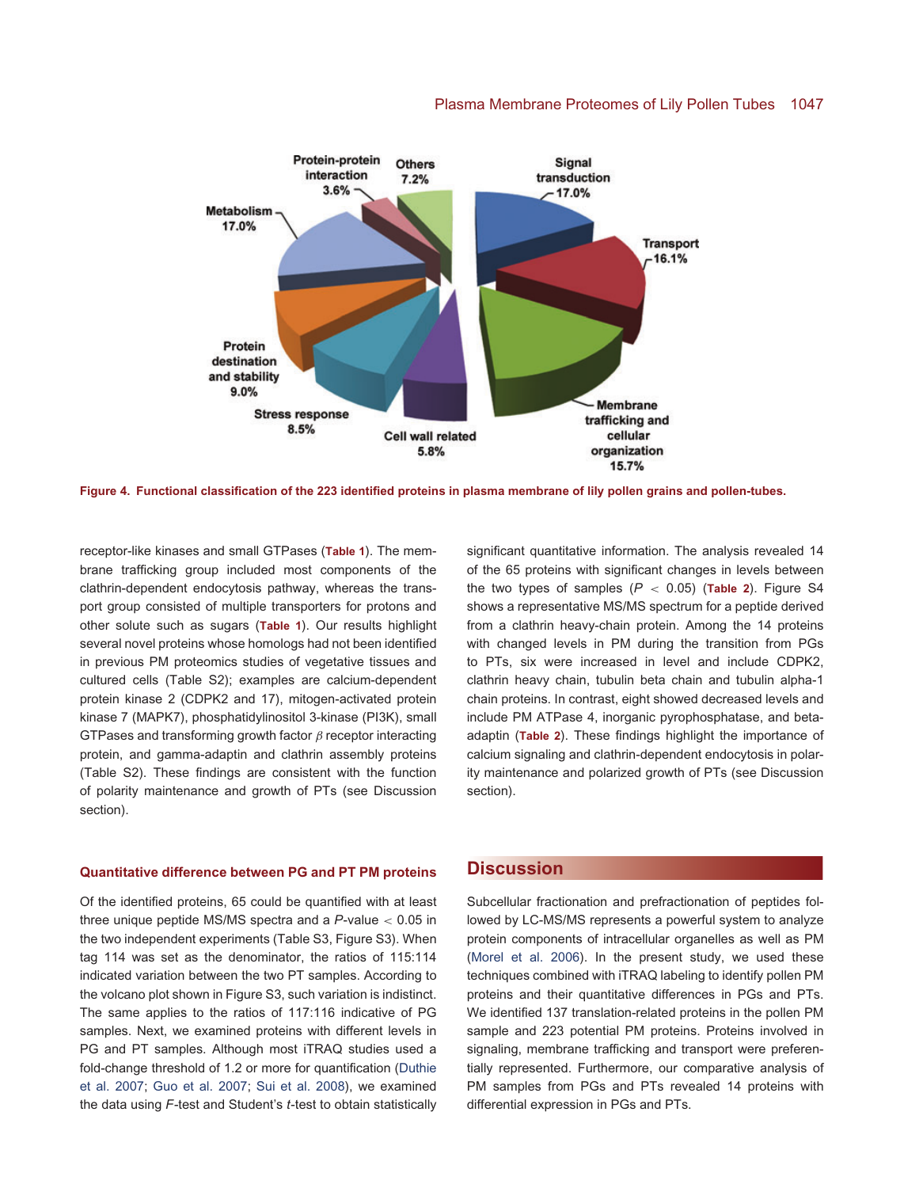Figure 4. Functional classification of the 223 identified proteins in plasma membrane of lily pollen grains and pollen-tubes.

receptor-like kinases and small GTPases (Table 1). The membrane trafficking group included most components of the clathrin-dependent endocytosis pathway, whereas the transport group consisted of multiple transporters for protons and other solute such as sugars (Table 1). Our results highlight several novel proteins whose homologs had not been identified in previous PM proteomics studies of vegetative tissues and cultured cells (Table S2); examples are calcium-dependent protein kinase 2 (CDPK2 and 17), mitogen-activated protein kinase 7 (MAPK7), phosphatidylinositol 3-kinase (PI3K), small GTPases and transforming growth factor $\beta$ receptor interacting protein, and gamma-adaptin and clathrin assembly proteins (Table S2). These findings are consistent with the function of polarity maintenance and growth of PTs (see Discussion section).

### Quantitative difference between PG and PT PM proteins

Of the identified proteins, 65 could be quantified with at least three unique peptide MS/MS spectra and a $P$-value $< 0.05$ in the two independent experiments (Table S3, Figure S3). When tag 114 was set as the denominator, the ratios of 115:114 indicated variation between the two PT samples. According to the volcano plot shown in Figure S3, such variation is indistinct. The same applies to the ratios of 117:116 indicative of PG samples. Next, we examined proteins with different levels in PG and PT samples. Although most iTRAQ studies used a fold-change threshold of 1.2 or more for quantification (Duthie et al. 2007; Guo et al. 2007; Sui et al. 2008), we examined the data using $F$-test and Student's $t$-test to obtain statistically significant quantitative information. The analysis revealed 14 of the 65 proteins with significant changes in levels between the two types of samples ($P < 0.05$) (Table 2). Figure S4 shows a representative MS/MS spectrum for a peptide derived from a clathrin heavy-chain protein. Among the 14 proteins with changed levels in PM during the transition from PGs to PTs, six were increased in level and include CDPK2, clathrin heavy chain, tubulin beta chain and tubulin alpha-1 chain proteins. In contrast, eight showed decreased levels and include PM ATPase 4, inorganic pyrophosphatase, and beta-adaptin (Table 2). These findings highlight the importance of calcium signaling and clathrin-dependent endocytosis in polarity maintenance and polarized growth of PTs (see Discussion section).

## Discussion

Subcellular fractionation and prefractionation of peptides followed by LC-MS/MS represents a powerful system to analyze protein components of intracellular organelles as well as PM (Morel et al. 2006). In the present study, we used these techniques combined with iTRAQ labeling to identify pollen PM proteins and their quantitative differences in PGs and PTs. We identified 137 translation-related proteins in the pollen PM sample and 223 potential PM proteins. Proteins involved in signaling, membrane trafficking and transport were preferentially represented. Furthermore, our comparative analysis of PM samples from PGs and PTs revealed 14 proteins with differential expression in PGs and PTs.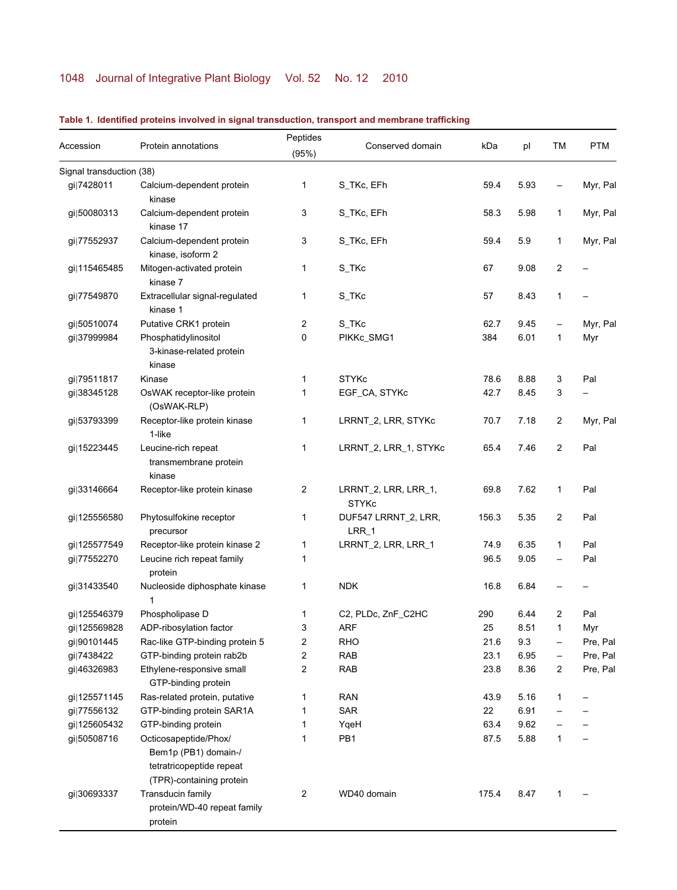**Table 1. Identified proteins involved in signal transduction, transport and membrane trafficking**

| Accession | Protein annotations | Peptides (95%) | Conserved domain | kDa | pI | TM | PTM |
|---|---|---|---|---|---|---|---|
| Signal transduction (38) | | | | | | | |
| gi\|7428011 | Calcium-dependent protein kinase | 1 | S_TKc, EFh | 59.4 | 5.93 | – | Myr, Pal |
| gi\|50080313 | Calcium-dependent protein kinase 17 | 3 | S_TKc, EFh | 58.3 | 5.98 | 1 | Myr, Pal |
| gi\|77552937 | Calcium-dependent protein kinase, isoform 2 | 3 | S_TKc, EFh | 59.4 | 5.9 | 1 | Myr, Pal |
| gi\|115465485 | Mitogen-activated protein kinase 7 | 1 | S_TKc | 67 | 9.08 | 2 | – |
| gi\|77549870 | Extracellular signal-regulated kinase 1 | 1 | S_TKc | 57 | 8.43 | 1 | – |
| gi\|50510074 | Putative CRK1 protein | 2 | S_TKc | 62.7 | 9.45 | – | Myr, Pal |
| gi\|37999984 | Phosphatidylinositol 3-kinase-related protein kinase | 0 | PIKKc_SMG1 | 384 | 6.01 | 1 | Myr |
| gi\|79511817 | Kinase | 1 | STYKc | 78.6 | 8.88 | 3 | Pal |
| gi\|38345128 | OsWAK receptor-like protein (OsWAK-RLP) | 1 | EGF_CA, STYKc | 42.7 | 8.45 | 3 | – |
| gi\|53793399 | Receptor-like protein kinase 1-like | 1 | LRRNT_2, LRR, STYKc | 70.7 | 7.18 | 2 | Myr, Pal |
| gi\|15223445 | Leucine-rich repeat transmembrane protein kinase | 1 | LRRNT_2, LRR_1, STYKc | 65.4 | 7.46 | 2 | Pal |
| gi\|33146664 | Receptor-like protein kinase | 2 | LRRNT_2, LRR, LRR_1, STYKc | 69.8 | 7.62 | 1 | Pal |
| gi\|125556580 | Phytosulfokine receptor precursor | 1 | DUF547 LRRNT_2, LRR, LRR_1 | 156.3 | 5.35 | 2 | Pal |
| gi\|125577549 | Receptor-like protein kinase 2 | 1 | LRRNT_2, LRR, LRR_1 | 74.9 | 6.35 | 1 | Pal |
| gi\|77552270 | Leucine rich repeat family protein | 1 | | 96.5 | 9.05 | – | Pal |
| gi\|31433540 | Nucleoside diphosphate kinase 1 | 1 | NDK | 16.8 | 6.84 | – | – |
| gi\|125546379 | Phospholipase D | 1 | C2, PLDc, ZnF_C2HC | 290 | 6.44 | 2 | Pal |
| gi\|125569828 | ADP-ribosylation factor | 3 | ARF | 25 | 8.51 | 1 | Myr |
| gi\|90101445 | Rac-like GTP-binding protein 5 | 2 | RHO | 21.6 | 9.3 | – | Pre, Pal |
| gi\|7438422 | GTP-binding protein rab2b | 2 | RAB | 23.1 | 6.95 | – | Pre, Pal |
| gi\|46326983 | Ethylene-responsive small GTP-binding protein | 2 | RAB | 23.8 | 8.36 | 2 | Pre, Pal |
| gi\|125571145 | Ras-related protein, putative | 1 | RAN | 43.9 | 5.16 | 1 | – |
| gi\|77556132 | GTP-binding protein SAR1A | 1 | SAR | 22 | 6.91 | – | – |
| gi\|125605432 | GTP-binding protein | 1 | YqeH | 63.4 | 9.62 | – | – |
| gi\|50508716 | Octicosapeptide/Phox/Bem1p (PB1) domain-/tetratricopeptide repeat (TPR)-containing protein | 1 | PB1 | 87.5 | 5.88 | 1 | – |
| gi\|30693337 | Transducin family protein/WD-40 repeat family protein | 2 | WD40 domain | 175.4 | 8.47 | 1 | – |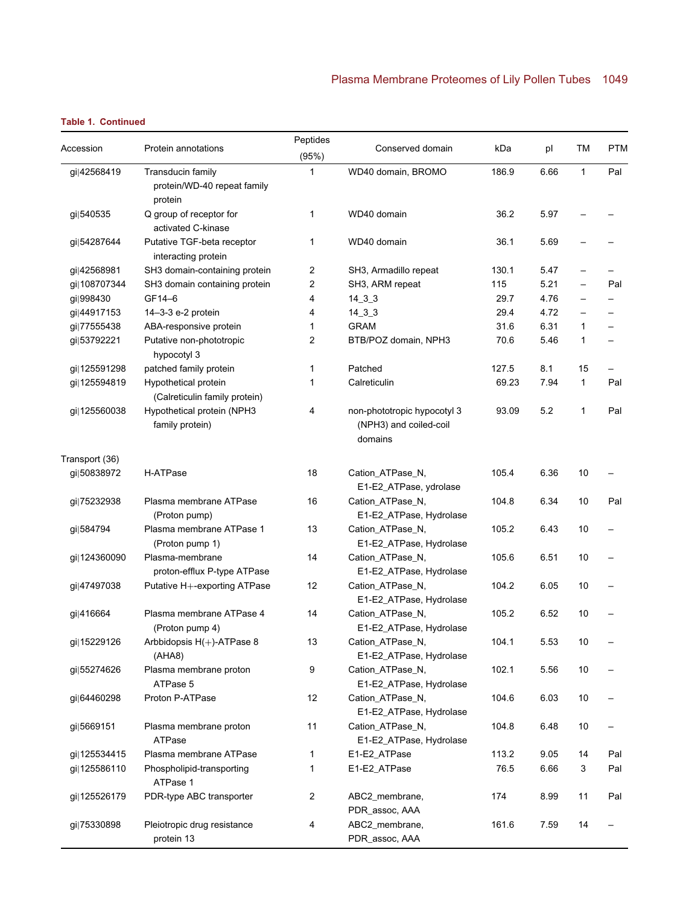**Table 1. Continued**

| Accession | Protein annotations | Peptides (95%) | Conserved domain | kDa | pI | TM | PTM |
|---|---|---|---|---|---|---|---|
| gi\|42568419 | Transducin family protein/WD-40 repeat family protein | 1 | WD40 domain, BROMO | 186.9 | 6.66 | 1 | Pal |
| gi\|540535 | Q group of receptor for activated C-kinase | 1 | WD40 domain | 36.2 | 5.97 | – | – |
| gi\|54287644 | Putative TGF-beta receptor interacting protein | 1 | WD40 domain | 36.1 | 5.69 | – | – |
| gi\|42568981 | SH3 domain-containing protein | 2 | SH3, Armadillo repeat | 130.1 | 5.47 | – | – |
| gi\|108707344 | SH3 domain containing protein | 2 | SH3, ARM repeat | 115 | 5.21 | – | Pal |
| gi\|998430 | GF14–6 | 4 | 14_3_3 | 29.7 | 4.76 | – | – |
| gi\|44917153 | 14–3-3 e-2 protein | 4 | 14_3_3 | 29.4 | 4.72 | – | – |
| gi\|77555438 | ABA-responsive protein | 1 | GRAM | 31.6 | 6.31 | 1 | – |
| gi\|53792221 | Putative non-phototropic hypocotyl 3 | 2 | BTB/POZ domain, NPH3 | 70.6 | 5.46 | 1 | – |
| gi\|125591298 | patched family protein | 1 | Patched | 127.5 | 8.1 | 15 | – |
| gi\|125594819 | Hypothetical protein (Calreticulin family protein) | 1 | Calreticulin | 69.23 | 7.94 | 1 | Pal |
| gi\|125560038 | Hypothetical protein (NPH3 family protein) | 4 | non-phototropic hypocotyl 3 (NPH3) and coiled-coil domains | 93.09 | 5.2 | 1 | Pal |
| Transport (36) | | | | | | | |
| gi\|50838972 | H-ATPase | 18 | Cation_ATPase_N, E1-E2_ATPase, ydrolase | 105.4 | 6.36 | 10 | – |
| gi\|75232938 | Plasma membrane ATPase (Proton pump) | 16 | Cation_ATPase_N, E1-E2_ATPase, Hydrolase | 104.8 | 6.34 | 10 | Pal |
| gi\|584794 | Plasma membrane ATPase 1 (Proton pump 1) | 13 | Cation_ATPase_N, E1-E2_ATPase, Hydrolase | 105.2 | 6.43 | 10 | – |
| gi\|124360090 | Plasma-membrane proton-efflux P-type ATPase | 14 | Cation_ATPase_N, E1-E2_ATPase, Hydrolase | 105.6 | 6.51 | 10 | – |
| gi\|47497038 | Putative H+-exporting ATPase | 12 | Cation_ATPase_N, E1-E2_ATPase, Hydrolase | 104.2 | 6.05 | 10 | – |
| gi\|416664 | Plasma membrane ATPase 4 (Proton pump 4) | 14 | Cation_ATPase_N, E1-E2_ATPase, Hydrolase | 105.2 | 6.52 | 10 | – |
| gi\|15229126 | Arbbidopsis H(+)-ATPase 8 (AHA8) | 13 | Cation_ATPase_N, E1-E2_ATPase, Hydrolase | 104.1 | 5.53 | 10 | – |
| gi\|55274626 | Plasma membrane proton ATPase 5 | 9 | Cation_ATPase_N, E1-E2_ATPase, Hydrolase | 102.1 | 5.56 | 10 | – |
| gi\|64460298 | Proton P-ATPase | 12 | Cation_ATPase_N, E1-E2_ATPase, Hydrolase | 104.6 | 6.03 | 10 | – |
| gi\|5669151 | Plasma membrane proton ATPase | 11 | Cation_ATPase_N, E1-E2_ATPase, Hydrolase | 104.8 | 6.48 | 10 | – |
| gi\|125534415 | Plasma membrane ATPase | 1 | E1-E2_ATPase | 113.2 | 9.05 | 14 | Pal |
| gi\|125586110 | Phospholipid-transporting ATPase 1 | 1 | E1-E2_ATPase | 76.5 | 6.66 | 3 | Pal |
| gi\|125526179 | PDR-type ABC transporter | 2 | ABC2_membrane, PDR_assoc, AAA | 174 | 8.99 | 11 | Pal |
| gi\|75330898 | Pleiotropic drug resistance protein 13 | 4 | ABC2_membrane, PDR_assoc, AAA | 161.6 | 7.59 | 14 | – |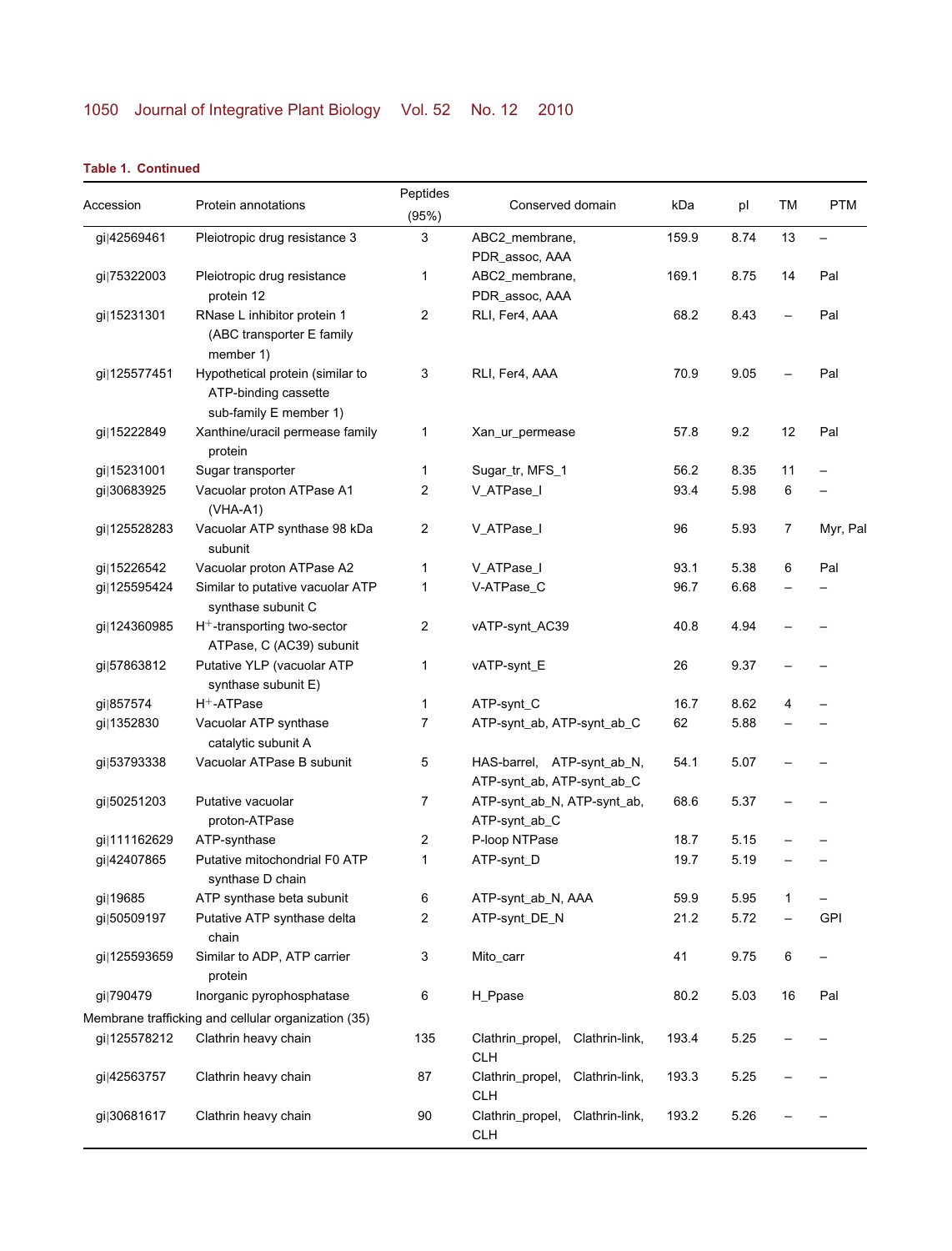**Table 1. Continued**

| Accession | Protein annotations | Peptides (95%) | Conserved domain | kDa | pI | TM | PTM |
|---|---|---|---|---|---|---|---|
| gi\|42569461 | Pleiotropic drug resistance 3 | 3 | ABC2_membrane, PDR_assoc, AAA | 159.9 | 8.74 | 13 | – |
| gi\|75322003 | Pleiotropic drug resistance protein 12 | 1 | ABC2_membrane, PDR_assoc, AAA | 169.1 | 8.75 | 14 | Pal |
| gi\|15231301 | RNase L inhibitor protein 1 (ABC transporter E family member 1) | 2 | RLI, Fer4, AAA | 68.2 | 8.43 | – | Pal |
| gi\|125577451 | Hypothetical protein (similar to ATP-binding cassette sub-family E member 1) | 3 | RLI, Fer4, AAA | 70.9 | 9.05 | – | Pal |
| gi\|15222849 | Xanthine/uracil permease family protein | 1 | Xan_ur_permease | 57.8 | 9.2 | 12 | Pal |
| gi\|15231001 | Sugar transporter | 1 | Sugar_tr, MFS_1 | 56.2 | 8.35 | 11 | – |
| gi\|30683925 | Vacuolar proton ATPase A1 (VHA-A1) | 2 | V_ATPase_I | 93.4 | 5.98 | 6 | – |
| gi\|125528283 | Vacuolar ATP synthase 98 kDa subunit | 2 | V_ATPase_I | 96 | 5.93 | 7 | Myr, Pal |
| gi\|15226542 | Vacuolar proton ATPase A2 | 1 | V_ATPase_I | 93.1 | 5.38 | 6 | Pal |
| gi\|125595424 | Similar to putative vacuolar ATP synthase subunit C | 1 | V-ATPase_C | 96.7 | 6.68 | – | – |
| gi\|124360985 | $H^+$-transporting two-sector ATPase, C (AC39) subunit | 2 | vATP-synt_AC39 | 40.8 | 4.94 | – | – |
| gi\|57863812 | Putative YLP (vacuolar ATP synthase subunit E) | 1 | vATP-synt_E | 26 | 9.37 | – | – |
| gi\|857574 | $H^+$-ATPase | 1 | ATP-synt_C | 16.7 | 8.62 | 4 | – |
| gi\|1352830 | Vacuolar ATP synthase catalytic subunit A | 7 | ATP-synt_ab, ATP-synt_ab_C | 62 | 5.88 | – | – |
| gi\|53793338 | Vacuolar ATPase B subunit | 5 | HAS-barrel, ATP-synt_ab_N, ATP-synt_ab, ATP-synt_ab_C | 54.1 | 5.07 | – | – |
| gi\|50251203 | Putative vacuolar proton-ATPase | 7 | ATP-synt_ab_N, ATP-synt_ab, ATP-synt_ab_C | 68.6 | 5.37 | – | – |
| gi\|111162629 | ATP-synthase | 2 | P-loop NTPase | 18.7 | 5.15 | – | – |
| gi\|42407865 | Putative mitochondrial F0 ATP synthase D chain | 1 | ATP-synt_D | 19.7 | 5.19 | – | – |
| gi\|19685 | ATP synthase beta subunit | 6 | ATP-synt_ab_N, AAA | 59.9 | 5.95 | 1 | – |
| gi\|50509197 | Putative ATP synthase delta chain | 2 | ATP-synt_DE_N | 21.2 | 5.72 | – | GPI |
| gi\|125593659 | Similar to ADP, ATP carrier protein | 3 | Mito_carr | 41 | 9.75 | 6 | – |
| gi\|790479 | Inorganic pyrophosphatase | 6 | H_Ppase | 80.2 | 5.03 | 16 | Pal |
| Membrane trafficking and cellular organization (35) | | | | | | | |
| gi\|125578212 | Clathrin heavy chain | 135 | Clathrin_propel, Clathrin-link, CLH | 193.4 | 5.25 | – | – |
| gi\|42563757 | Clathrin heavy chain | 87 | Clathrin_propel, Clathrin-link, CLH | 193.3 | 5.25 | – | – |
| gi\|30681617 | Clathrin heavy chain | 90 | Clathrin_propel, Clathrin-link, CLH | 193.2 | 5.26 | – | – |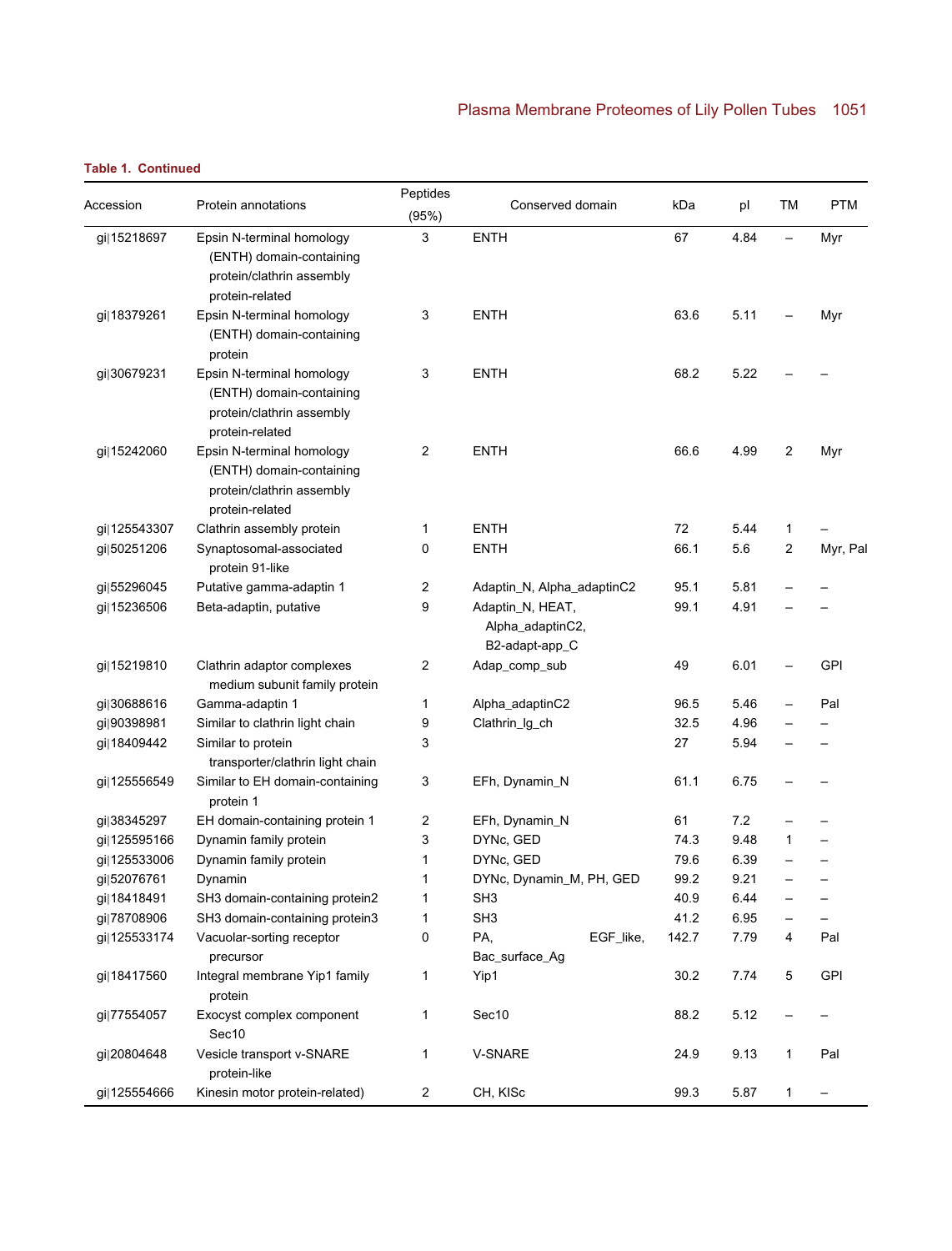**Table 1. Continued**

| Accession | Protein annotations | Peptides (95%) | Conserved domain | kDa | pI | TM | PTM |
|---|---|---|---|---|---|---|---|
| gi\|15218697 | Epsin N-terminal homology (ENTH) domain-containing protein/clathrin assembly protein-related | 3 | ENTH | 67 | 4.84 | – | Myr |
| gi\|18379261 | Epsin N-terminal homology (ENTH) domain-containing protein | 3 | ENTH | 63.6 | 5.11 | – | Myr |
| gi\|30679231 | Epsin N-terminal homology (ENTH) domain-containing protein/clathrin assembly protein-related | 3 | ENTH | 68.2 | 5.22 | – | – |
| gi\|15242060 | Epsin N-terminal homology (ENTH) domain-containing protein/clathrin assembly protein-related | 2 | ENTH | 66.6 | 4.99 | 2 | Myr |
| gi\|125543307 | Clathrin assembly protein | 1 | ENTH | 72 | 5.44 | 1 | – |
| gi\|50251206 | Synaptosomal-associated protein 91-like | 0 | ENTH | 66.1 | 5.6 | 2 | Myr, Pal |
| gi\|55296045 | Putative gamma-adaptin 1 | 2 | Adaptin_N, Alpha_adaptinC2 | 95.1 | 5.81 | – | – |
| gi\|15236506 | Beta-adaptin, putative | 9 | Adaptin_N, HEAT, Alpha_adaptinC2, B2-adapt-app_C | 99.1 | 4.91 | – | – |
| gi\|15219810 | Clathrin adaptor complexes medium subunit family protein | 2 | Adap_comp_sub | 49 | 6.01 | – | GPI |
| gi\|30688616 | Gamma-adaptin 1 | 1 | Alpha_adaptinC2 | 96.5 | 5.46 | – | Pal |
| gi\|90398981 | Similar to clathrin light chain | 9 | Clathrin_lg_ch | 32.5 | 4.96 | – | – |
| gi\|18409442 | Similar to protein transporter/clathrin light chain | 3 | | 27 | 5.94 | – | – |
| gi\|125556549 | Similar to EH domain-containing protein 1 | 3 | EFh, Dynamin_N | 61.1 | 6.75 | – | – |
| gi\|38345297 | EH domain-containing protein 1 | 2 | EFh, Dynamin_N | 61 | 7.2 | – | – |
| gi\|125595166 | Dynamin family protein | 3 | DYNc, GED | 74.3 | 9.48 | 1 | – |
| gi\|125533006 | Dynamin family protein | 1 | DYNc, GED | 79.6 | 6.39 | – | – |
| gi\|52076761 | Dynamin | 1 | DYNc, Dynamin_M, PH, GED | 99.2 | 9.21 | – | – |
| gi\|18418491 | SH3 domain-containing protein2 | 1 | SH3 | 40.9 | 6.44 | – | – |
| gi\|78708906 | SH3 domain-containing protein3 | 1 | SH3 | 41.2 | 6.95 | – | – |
| gi\|125533174 | Vacuolar-sorting receptor precursor | 0 | PA, EGF_like, Bac_surface_Ag | 142.7 | 7.79 | 4 | Pal |
| gi\|18417560 | Integral membrane Yip1 family protein | 1 | Yip1 | 30.2 | 7.74 | 5 | GPI |
| gi\|77554057 | Exocyst complex component Sec10 | 1 | Sec10 | 88.2 | 5.12 | – | – |
| gi\|20804648 | Vesicle transport v-SNARE protein-like | 1 | V-SNARE | 24.9 | 9.13 | 1 | Pal |
| gi\|125554666 | Kinesin motor protein-related) | 2 | CH, KISc | 99.3 | 5.87 | 1 | – |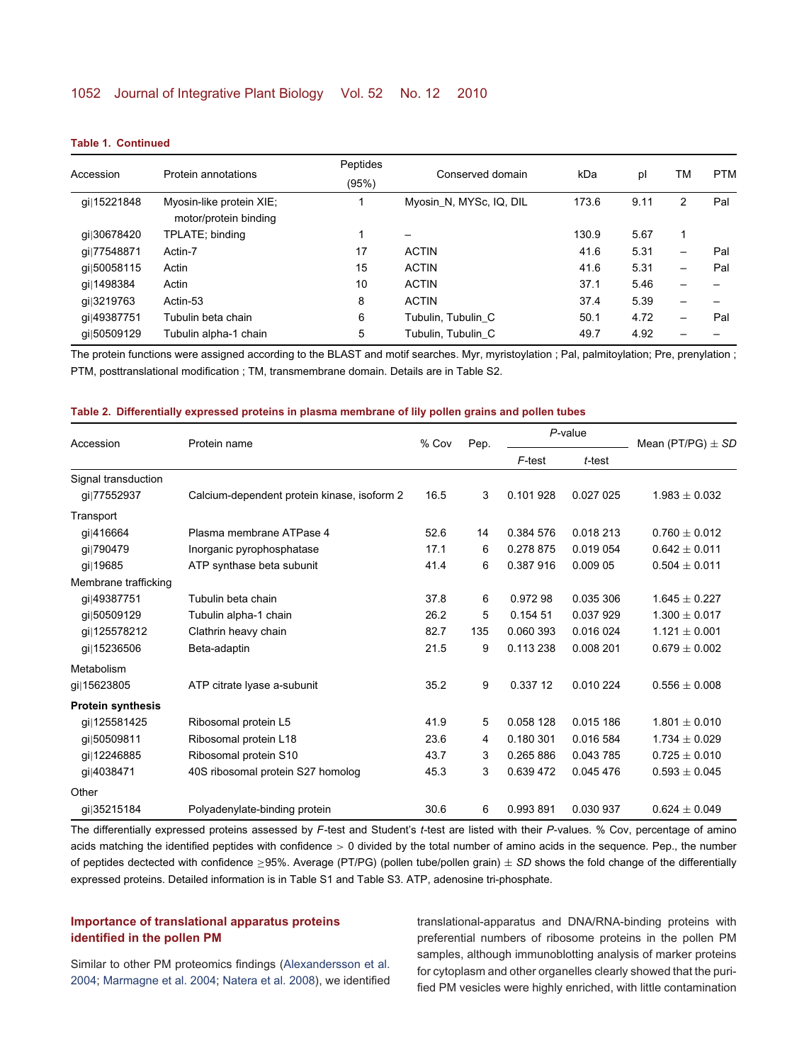**Table 1. Continued**

| Accession | Protein annotations | Peptides (95%) | Conserved domain | kDa | pI | TM | PTM |
|---|---|---|---|---|---|---|---|
| gi\|15221848 | Myosin-like protein XIE; motor/protein binding | 1 | Myosin_N, MYSc, IQ, DIL | 173.6 | 9.11 | 2 | Pal |
| gi\|30678420 | TPLATE; binding | 1 | – | 130.9 | 5.67 | 1 | |
| gi\|77548871 | Actin-7 | 17 | ACTIN | 41.6 | 5.31 | – | Pal |
| gi\|50058115 | Actin | 15 | ACTIN | 41.6 | 5.31 | – | Pal |
| gi\|1498384 | Actin | 10 | ACTIN | 37.1 | 5.46 | – | – |
| gi\|3219763 | Actin-53 | 8 | ACTIN | 37.4 | 5.39 | – | – |
| gi\|49387751 | Tubulin beta chain | 6 | Tubulin, Tubulin_C | 50.1 | 4.72 | – | Pal |
| gi\|50509129 | Tubulin alpha-1 chain | 5 | Tubulin, Tubulin_C | 49.7 | 4.92 | – | – |

The protein functions were assigned according to the BLAST and motif searches. Myr, myristoylation ; Pal, palmitoylation; Pre, prenylation ; PTM, posttranslational modification ; TM, transmembrane domain. Details are in Table S2.

**Table 2. Differentially expressed proteins in plasma membrane of lily pollen grains and pollen tubes**

| Accession | Protein name | % Cov | Pep. | *P*-value | | Mean (PT/PG) ± *SD* |
|---|---|---|---|---|---|---|
| | | | | *F*-test | *t*-test | |
| Signal transduction | | | | | | |
| gi\|77552937 | Calcium-dependent protein kinase, isoform 2 | 16.5 | 3 | 0.101 928 | 0.027 025 | 1.983 ± 0.032 |
| Transport | | | | | | |
| gi\|416664 | Plasma membrane ATPase 4 | 52.6 | 14 | 0.384 576 | 0.018 213 | 0.760 ± 0.012 |
| gi\|790479 | Inorganic pyrophosphatase | 17.1 | 6 | 0.278 875 | 0.019 054 | 0.642 ± 0.011 |
| gi\|19685 | ATP synthase beta subunit | 41.4 | 6 | 0.387 916 | 0.009 05 | 0.504 ± 0.011 |
| Membrane trafficking | | | | | | |
| gi\|49387751 | Tubulin beta chain | 37.8 | 6 | 0.972 98 | 0.035 306 | 1.645 ± 0.227 |
| gi\|50509129 | Tubulin alpha-1 chain | 26.2 | 5 | 0.154 51 | 0.037 929 | 1.300 ± 0.017 |
| gi\|125578212 | Clathrin heavy chain | 82.7 | 135 | 0.060 393 | 0.016 024 | 1.121 ± 0.001 |
| gi\|15236506 | Beta-adaptin | 21.5 | 9 | 0.113 238 | 0.008 201 | 0.679 ± 0.002 |
| Metabolism | | | | | | |
| gi\|15623805 | ATP citrate lyase a-subunit | 35.2 | 9 | 0.337 12 | 0.010 224 | 0.556 ± 0.008 |
| **Protein synthesis** | | | | | | |
| gi\|125581425 | Ribosomal protein L5 | 41.9 | 5 | 0.058 128 | 0.015 186 | 1.801 ± 0.010 |
| gi\|50509811 | Ribosomal protein L18 | 23.6 | 4 | 0.180 301 | 0.016 584 | 1.734 ± 0.029 |
| gi\|12246885 | Ribosomal protein S10 | 43.7 | 3 | 0.265 886 | 0.043 785 | 0.725 ± 0.010 |
| gi\|4038471 | 40S ribosomal protein S27 homolog | 45.3 | 3 | 0.639 472 | 0.045 476 | 0.593 ± 0.045 |
| Other | | | | | | |
| gi\|35215184 | Polyadenylate-binding protein | 30.6 | 6 | 0.993 891 | 0.030 937 | 0.624 ± 0.049 |

The differentially expressed proteins assessed by *F*-test and Student's *t*-test are listed with their *P*-values. % Cov, percentage of amino acids matching the identified peptides with confidence > 0 divided by the total number of amino acids in the sequence. Pep., the number of peptides dectected with confidence ≥95%. Average (PT/PG) (pollen tube/pollen grain) ± *SD* shows the fold change of the differentially expressed proteins. Detailed information is in Table S1 and Table S3. ATP, adenosine tri-phosphate.

### Importance of translational apparatus proteins identified in the pollen PM

Similar to other PM proteomics findings (Alexandersson et al. 2004; Marmagne et al. 2004; Natera et al. 2008), we identified translational-apparatus and DNA/RNA-binding proteins with preferential numbers of ribosome proteins in the pollen PM samples, although immunoblotting analysis of marker proteins for cytoplasm and other organelles clearly showed that the purified PM vesicles were highly enriched, with little contamination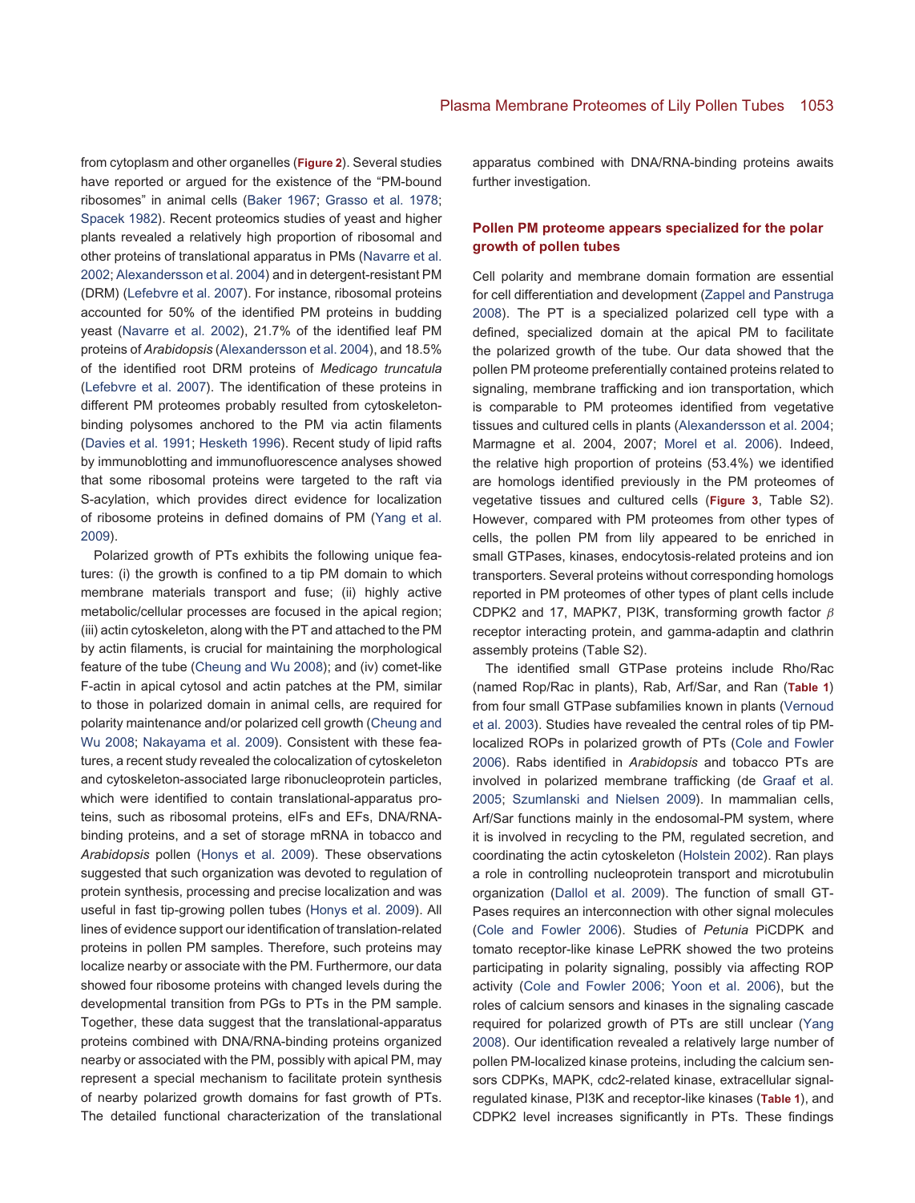from cytoplasm and other organelles (**Figure 2**). Several studies have reported or argued for the existence of the "PM-bound ribosomes" in animal cells (Baker 1967; Grasso et al. 1978; Spacek 1982). Recent proteomics studies of yeast and higher plants revealed a relatively high proportion of ribosomal and other proteins of translational apparatus in PMs (Navarre et al. 2002; Alexandersson et al. 2004) and in detergent-resistant PM (DRM) (Lefebvre et al. 2007). For instance, ribosomal proteins accounted for 50% of the identified PM proteins in budding yeast (Navarre et al. 2002), 21.7% of the identified leaf PM proteins of *Arabidopsis* (Alexandersson et al. 2004), and 18.5% of the identified root DRM proteins of *Medicago truncatula* (Lefebvre et al. 2007). The identification of these proteins in different PM proteomes probably resulted from cytoskeleton-binding polysomes anchored to the PM via actin filaments (Davies et al. 1991; Hesketh 1996). Recent study of lipid rafts by immunoblotting and immunofluorescence analyses showed that some ribosomal proteins were targeted to the raft via S-acylation, which provides direct evidence for localization of ribosome proteins in defined domains of PM (Yang et al. 2009).

Polarized growth of PTs exhibits the following unique features: (i) the growth is confined to a tip PM domain to which membrane materials transport and fuse; (ii) highly active metabolic/cellular processes are focused in the apical region; (iii) actin cytoskeleton, along with the PT and attached to the PM by actin filaments, is crucial for maintaining the morphological feature of the tube (Cheung and Wu 2008); and (iv) comet-like F-actin in apical cytosol and actin patches at the PM, similar to those in polarized domain in animal cells, are required for polarity maintenance and/or polarized cell growth (Cheung and Wu 2008; Nakayama et al. 2009). Consistent with these features, a recent study revealed the colocalization of cytoskeleton and cytoskeleton-associated large ribonucleoprotein particles, which were identified to contain translational-apparatus proteins, such as ribosomal proteins, eIFs and EFs, DNA/RNA-binding proteins, and a set of storage mRNA in tobacco and *Arabidopsis* pollen (Honys et al. 2009). These observations suggested that such organization was devoted to regulation of protein synthesis, processing and precise localization and was useful in fast tip-growing pollen tubes (Honys et al. 2009). All lines of evidence support our identification of translation-related proteins in pollen PM samples. Therefore, such proteins may localize nearby or associate with the PM. Furthermore, our data showed four ribosome proteins with changed levels during the developmental transition from PGs to PTs in the PM sample. Together, these data suggest that the translational-apparatus proteins combined with DNA/RNA-binding proteins organized nearby or associated with the PM, possibly with apical PM, may represent a special mechanism to facilitate protein synthesis of nearby polarized growth domains for fast growth of PTs. The detailed functional characterization of the translational apparatus combined with DNA/RNA-binding proteins awaits further investigation.

## Pollen PM proteome appears specialized for the polar growth of pollen tubes

Cell polarity and membrane domain formation are essential for cell differentiation and development (Zappel and Panstruga 2008). The PT is a specialized polarized cell type with a defined, specialized domain at the apical PM to facilitate the polarized growth of the tube. Our data showed that the pollen PM proteome preferentially contained proteins related to signaling, membrane trafficking and ion transportation, which is comparable to PM proteomes identified from vegetative tissues and cultured cells in plants (Alexandersson et al. 2004; Marmagne et al. 2004, 2007; Morel et al. 2006). Indeed, the relative high proportion of proteins (53.4%) we identified are homologs identified previously in the PM proteomes of vegetative tissues and cultured cells (**Figure 3**, Table S2). However, compared with PM proteomes from other types of cells, the pollen PM from lily appeared to be enriched in small GTPases, kinases, endocytosis-related proteins and ion transporters. Several proteins without corresponding homologs reported in PM proteomes of other types of plant cells include CDPK2 and 17, MAPK7, PI3K, transforming growth factor $\beta$ receptor interacting protein, and gamma-adaptin and clathrin assembly proteins (Table S2).

The identified small GTPase proteins include Rho/Rac (named Rop/Rac in plants), Rab, Arf/Sar, and Ran (**Table 1**) from four small GTPase subfamilies known in plants (Vernoud et al. 2003). Studies have revealed the central roles of tip PM-localized ROPs in polarized growth of PTs (Cole and Fowler 2006). Rabs identified in *Arabidopsis* and tobacco PTs are involved in polarized membrane trafficking (de Graaf et al. 2005; Szumlanski and Nielsen 2009). In mammalian cells, Arf/Sar functions mainly in the endosomal-PM system, where it is involved in recycling to the PM, regulated secretion, and coordinating the actin cytoskeleton (Holstein 2002). Ran plays a role in controlling nucleoprotein transport and microtubulin organization (Dallol et al. 2009). The function of small GTPases requires an interconnection with other signal molecules (Cole and Fowler 2006). Studies of *Petunia* PiCDPK and tomato receptor-like kinase LePRK showed the two proteins participating in polarity signaling, possibly via affecting ROP activity (Cole and Fowler 2006; Yoon et al. 2006), but the roles of calcium sensors and kinases in the signaling cascade required for polarized growth of PTs are still unclear (Yang 2008). Our identification revealed a relatively large number of pollen PM-localized kinase proteins, including the calcium sensors CDPKs, MAPK, cdc2-related kinase, extracellular signal-regulated kinase, PI3K and receptor-like kinases (**Table 1**), and CDPK2 level increases significantly in PTs. These findings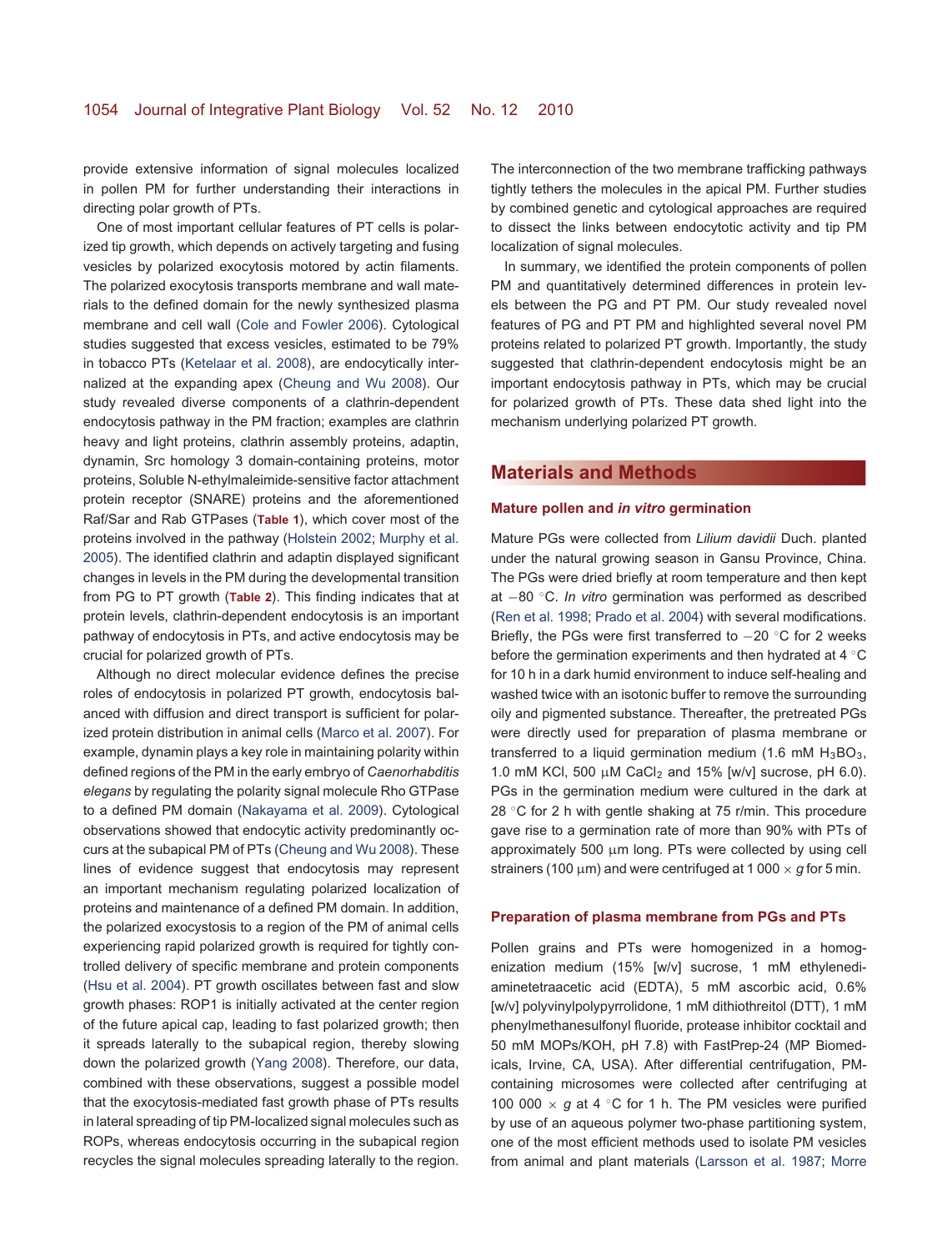provide extensive information of signal molecules localized in pollen PM for further understanding their interactions in directing polar growth of PTs.

One of most important cellular features of PT cells is polarized tip growth, which depends on actively targeting and fusing vesicles by polarized exocytosis motored by actin filaments. The polarized exocytosis transports membrane and wall materials to the defined domain for the newly synthesized plasma membrane and cell wall (Cole and Fowler 2006). Cytological studies suggested that excess vesicles, estimated to be 79% in tobacco PTs (Ketelaar et al. 2008), are endocytically internalized at the expanding apex (Cheung and Wu 2008). Our study revealed diverse components of a clathrin-dependent endocytosis pathway in the PM fraction; examples are clathrin heavy and light proteins, clathrin assembly proteins, adaptin, dynamin, Src homology 3 domain-containing proteins, motor proteins, Soluble N-ethylmaleimide-sensitive factor attachment protein receptor (SNARE) proteins and the aforementioned Raf/Sar and Rab GTPases (**Table 1**), which cover most of the proteins involved in the pathway (Holstein 2002; Murphy et al. 2005). The identified clathrin and adaptin displayed significant changes in levels in the PM during the developmental transition from PG to PT growth (**Table 2**). This finding indicates that at protein levels, clathrin-dependent endocytosis is an important pathway of endocytosis in PTs, and active endocytosis may be crucial for polarized growth of PTs.

Although no direct molecular evidence defines the precise roles of endocytosis in polarized PT growth, endocytosis balanced with diffusion and direct transport is sufficient for polarized protein distribution in animal cells (Marco et al. 2007). For example, dynamin plays a key role in maintaining polarity within defined regions of the PM in the early embryo of *Caenorhabditis elegans* by regulating the polarity signal molecule Rho GTPase to a defined PM domain (Nakayama et al. 2009). Cytological observations showed that endocytic activity predominantly occurs at the subapical PM of PTs (Cheung and Wu 2008). These lines of evidence suggest that endocytosis may represent an important mechanism regulating polarized localization of proteins and maintenance of a defined PM domain. In addition, the polarized exocytosis to a region of the PM of animal cells experiencing rapid polarized growth is required for tightly controlled delivery of specific membrane and protein components (Hsu et al. 2004). PT growth oscillates between fast and slow growth phases: ROP1 is initially activated at the center region of the future apical cap, leading to fast polarized growth; then it spreads laterally to the subapical region, thereby slowing down the polarized growth (Yang 2008). Therefore, our data, combined with these observations, suggest a possible model that the exocytosis-mediated fast growth phase of PTs results in lateral spreading of tip PM-localized signal molecules such as ROPs, whereas endocytosis occurring in the subapical region recycles the signal molecules spreading laterally to the region. The interconnection of the two membrane trafficking pathways tightly tethers the molecules in the apical PM. Further studies by combined genetic and cytological approaches are required to dissect the links between endocytotic activity and tip PM localization of signal molecules.

In summary, we identified the protein components of pollen PM and quantitatively determined differences in protein levels between the PG and PT PM. Our study revealed novel features of PG and PT PM and highlighted several novel PM proteins related to polarized PT growth. Importantly, the study suggested that clathrin-dependent endocytosis might be an important endocytosis pathway in PTs, which may be crucial for polarized growth of PTs. These data shed light into the mechanism underlying polarized PT growth.

## Materials and Methods

### Mature pollen and *in vitro* germination

Mature PGs were collected from *Lilium davidii* Duch. planted under the natural growing season in Gansu Province, China. The PGs were dried briefly at room temperature and then kept at −80 °C. *In vitro* germination was performed as described (Ren et al. 1998; Prado et al. 2004) with several modifications. Briefly, the PGs were first transferred to −20 °C for 2 weeks before the germination experiments and then hydrated at 4 °C for 10 h in a dark humid environment to induce self-healing and washed twice with an isotonic buffer to remove the surrounding oily and pigmented substance. Thereafter, the pretreated PGs were directly used for preparation of plasma membrane or transferred to a liquid germination medium (1.6 mM $H_3BO_3$, 1.0 mM KCl, 500 μM $CaCl_2$ and 15% [w/v] sucrose, pH 6.0). PGs in the germination medium were cultured in the dark at 28 °C for 2 h with gentle shaking at 75 r/min. This procedure gave rise to a germination rate of more than 90% with PTs of approximately 500 μm long. PTs were collected by using cell strainers (100 μm) and were centrifuged at 1 000 × *g* for 5 min.

### Preparation of plasma membrane from PGs and PTs

Pollen grains and PTs were homogenized in a homogenization medium (15% [w/v] sucrose, 1 mM ethylenediaminetetraacetic acid (EDTA), 5 mM ascorbic acid, 0.6% [w/v] polyvinylpolypyrrolidone, 1 mM dithiothreitol (DTT), 1 mM phenylmethanesulfonyl fluoride, protease inhibitor cocktail and 50 mM MOPs/KOH, pH 7.8) with FastPrep-24 (MP Biomedicals, Irvine, CA, USA). After differential centrifugation, PM-containing microsomes were collected after centrifuging at 100 000 × *g* at 4 °C for 1 h. The PM vesicles were purified by use of an aqueous polymer two-phase partitioning system, one of the most efficient methods used to isolate PM vesicles from animal and plant materials (Larsson et al. 1987; Morre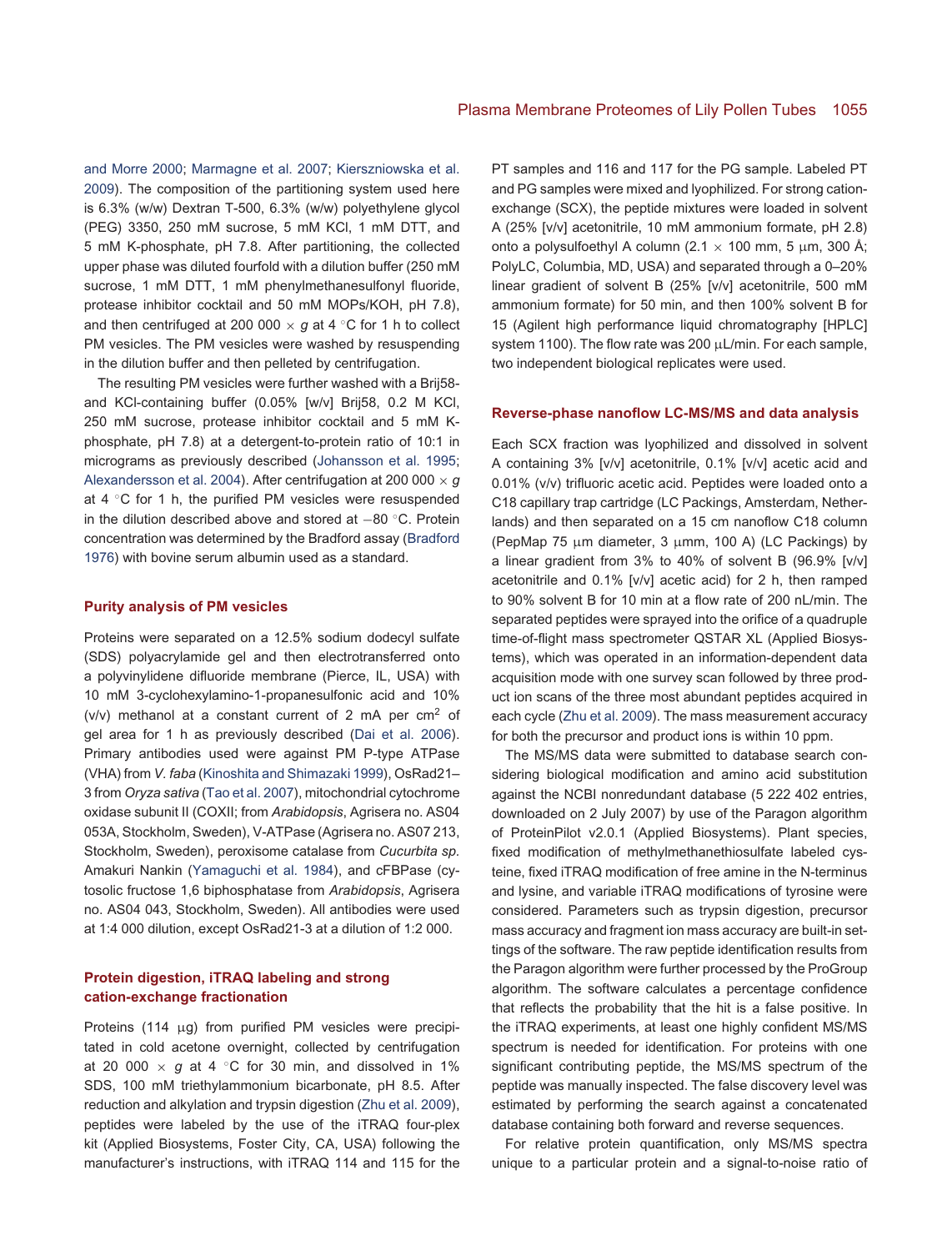and Morre 2000; Marmagne et al. 2007; Kierszniowska et al. 2009). The composition of the partitioning system used here is 6.3% (w/w) Dextran T-500, 6.3% (w/w) polyethylene glycol (PEG) 3350, 250 mM sucrose, 5 mM KCl, 1 mM DTT, and 5 mM K-phosphate, pH 7.8. After partitioning, the collected upper phase was diluted fourfold with a dilution buffer (250 mM sucrose, 1 mM DTT, 1 mM phenylmethanesulfonyl fluoride, protease inhibitor cocktail and 50 mM MOPs/KOH, pH 7.8), and then centrifuged at 200 000 × *g* at 4 °C for 1 h to collect PM vesicles. The PM vesicles were washed by resuspending in the dilution buffer and then pelleted by centrifugation.

The resulting PM vesicles were further washed with a Brij58- and KCl-containing buffer (0.05% [w/v] Brij58, 0.2 M KCl, 250 mM sucrose, protease inhibitor cocktail and 5 mM K-phosphate, pH 7.8) at a detergent-to-protein ratio of 10:1 in micrograms as previously described (Johansson et al. 1995; Alexandersson et al. 2004). After centrifugation at 200 000 × *g* at 4 °C for 1 h, the purified PM vesicles were resuspended in the dilution described above and stored at −80 °C. Protein concentration was determined by the Bradford assay (Bradford 1976) with bovine serum albumin used as a standard.

### Purity analysis of PM vesicles

Proteins were separated on a 12.5% sodium dodecyl sulfate (SDS) polyacrylamide gel and then electrotransferred onto a polyvinylidene difluoride membrane (Pierce, IL, USA) with 10 mM 3-cyclohexylamino-1-propanesulfonic acid and 10% (v/v) methanol at a constant current of 2 mA per $cm^2$ of gel area for 1 h as previously described (Dai et al. 2006). Primary antibodies used were against PM P-type ATPase (VHA) from *V. faba* (Kinoshita and Shimazaki 1999), OsRad21–3 from *Oryza sativa* (Tao et al. 2007), mitochondrial cytochrome oxidase subunit II (COXII; from *Arabidopsis*, Agrisera no. AS04 053A, Stockholm, Sweden), V-ATPase (Agrisera no. AS07 213, Stockholm, Sweden), peroxisome catalase from *Cucurbita sp.* Amakuri Nankin (Yamaguchi et al. 1984), and cFBPase (cytosolic fructose 1,6 biphosphatase from *Arabidopsis*, Agrisera no. AS04 043, Stockholm, Sweden). All antibodies were used at 1:4 000 dilution, except OsRad21-3 at a dilution of 1:2 000.

### Protein digestion, iTRAQ labeling and strong cation-exchange fractionation

Proteins (114 μg) from purified PM vesicles were precipitated in cold acetone overnight, collected by centrifugation at 20 000 × *g* at 4 °C for 30 min, and dissolved in 1% SDS, 100 mM triethylammonium bicarbonate, pH 8.5. After reduction and alkylation and trypsin digestion (Zhu et al. 2009), peptides were labeled by the use of the iTRAQ four-plex kit (Applied Biosystems, Foster City, CA, USA) following the manufacturer's instructions, with iTRAQ 114 and 115 for the PT samples and 116 and 117 for the PG sample. Labeled PT and PG samples were mixed and lyophilized. For strong cation-exchange (SCX), the peptide mixtures were loaded in solvent A (25% [v/v] acetonitrile, 10 mM ammonium formate, pH 2.8) onto a polysulfoethyl A column (2.1 × 100 mm, 5 μm, 300 Å; PolyLC, Columbia, MD, USA) and separated through a 0–20% linear gradient of solvent B (25% [v/v] acetonitrile, 500 mM ammonium formate) for 50 min, and then 100% solvent B for 15 (Agilent high performance liquid chromatography [HPLC] system 1100). The flow rate was 200 μL/min. For each sample, two independent biological replicates were used.

### Reverse-phase nanoflow LC-MS/MS and data analysis

Each SCX fraction was lyophilized and dissolved in solvent A containing 3% [v/v] acetonitrile, 0.1% [v/v] acetic acid and 0.01% (v/v) trifluoric acetic acid. Peptides were loaded onto a C18 capillary trap cartridge (LC Packings, Amsterdam, Netherlands) and then separated on a 15 cm nanoflow C18 column (PepMap 75 μm diameter, 3 μmm, 100 A) (LC Packings) by a linear gradient from 3% to 40% of solvent B (96.9% [v/v] acetonitrile and 0.1% [v/v] acetic acid) for 2 h, then ramped to 90% solvent B for 10 min at a flow rate of 200 nL/min. The separated peptides were sprayed into the orifice of a quadruple time-of-flight mass spectrometer QSTAR XL (Applied Biosystems), which was operated in an information-dependent data acquisition mode with one survey scan followed by three product ion scans of the three most abundant peptides acquired in each cycle (Zhu et al. 2009). The mass measurement accuracy for both the precursor and product ions is within 10 ppm.

The MS/MS data were submitted to database search considering biological modification and amino acid substitution against the NCBI nonredundant database (5 222 402 entries, downloaded on 2 July 2007) by use of the Paragon algorithm of ProteinPilot v2.0.1 (Applied Biosystems). Plant species, fixed modification of methylmethanethiosulfate labeled cysteine, fixed iTRAQ modification of free amine in the N-terminus and lysine, and variable iTRAQ modifications of tyrosine were considered. Parameters such as trypsin digestion, precursor mass accuracy and fragment ion mass accuracy are built-in settings of the software. The raw peptide identification results from the Paragon algorithm were further processed by the ProGroup algorithm. The software calculates a percentage confidence that reflects the probability that the hit is a false positive. In the iTRAQ experiments, at least one highly confident MS/MS spectrum is needed for identification. For proteins with one significant contributing peptide, the MS/MS spectrum of the peptide was manually inspected. The false discovery level was estimated by performing the search against a concatenated database containing both forward and reverse sequences.

For relative protein quantification, only MS/MS spectra unique to a particular protein and a signal-to-noise ratio of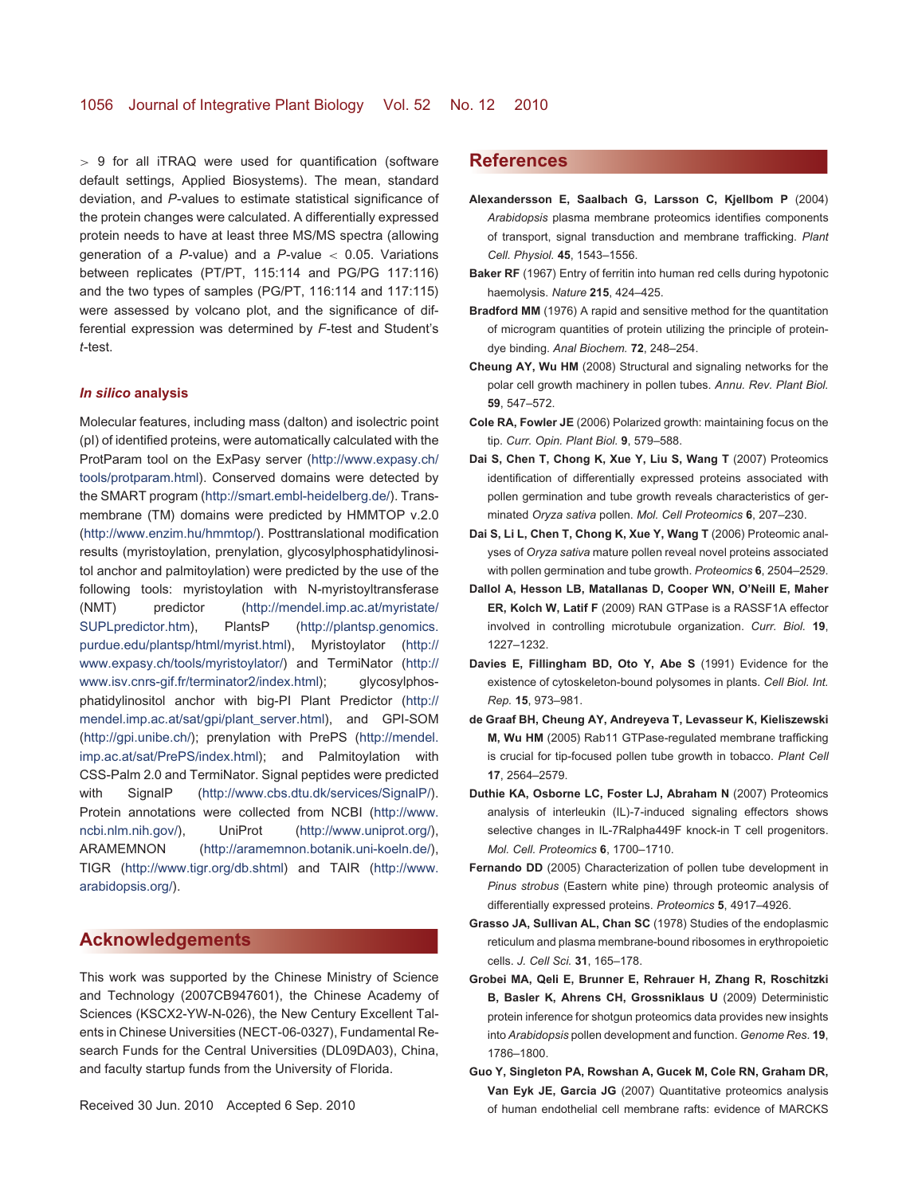> 9 for all iTRAQ were used for quantification (software default settings, Applied Biosystems). The mean, standard deviation, and *P*-values to estimate statistical significance of the protein changes were calculated. A differentially expressed protein needs to have at least three MS/MS spectra (allowing generation of a *P*-value) and a *P*-value $< 0.05$. Variations between replicates (PT/PT, 115:114 and PG/PG 117:116) and the two types of samples (PG/PT, 116:114 and 117:115) were assessed by volcano plot, and the significance of differential expression was determined by *F*-test and Student's *t*-test.

### *In silico* analysis

Molecular features, including mass (dalton) and isolectric point (pI) of identified proteins, were automatically calculated with the ProtParam tool on the ExPasy server (http://www.expasy.ch/tools/protparam.html). Conserved domains were detected by the SMART program (http://smart.embl-heidelberg.de/). Transmembrane (TM) domains were predicted by HMMTOP v.2.0 (http://www.enzim.hu/hmmtop/). Posttranslational modification results (myristoylation, prenylation, glycosylphosphatidylinositol anchor and palmitoylation) were predicted by the use of the following tools: myristoylation with N-myristoyltransferase (NMT) predictor (http://mendel.imp.ac.at/myristate/SUPLpredictor.htm), PlantsP (http://plantsp.genomics.purdue.edu/plantsp/html/myrist.html), Myristoylator (http://www.expasy.ch/tools/myristoylator/) and TermiNator (http://www.isv.cnrs-gif.fr/terminator2/index.html); glycosylphosphatidylinositol anchor with big-PI Plant Predictor (http://mendel.imp.ac.at/sat/gpi/plant_server.html), and GPI-SOM (http://gpi.unibe.ch/); prenylation with PrePS (http://mendel.imp.ac.at/sat/PrePS/index.html); and Palmitoylation with CSS-Palm 2.0 and TermiNator. Signal peptides were predicted with SignalP (http://www.cbs.dtu.dk/services/SignalP/). Protein annotations were collected from NCBI (http://www.ncbi.nlm.nih.gov/), UniProt (http://www.uniprot.org/), ARAMEMNON (http://aramemnon.botanik.uni-koeln.de/), TIGR (http://www.tigr.org/db.shtml) and TAIR (http://www.arabidopsis.org/).

## Acknowledgements

This work was supported by the Chinese Ministry of Science and Technology (2007CB947601), the Chinese Academy of Sciences (KSCX2-YW-N-026), the New Century Excellent Talents in Chinese Universities (NECT-06-0327), Fundamental Research Funds for the Central Universities (DL09DA03), China, and faculty startup funds from the University of Florida.

Received 30 Jun. 2010 Accepted 6 Sep. 2010

## References

**Alexandersson E, Saalbach G, Larsson C, Kjellbom P** (2004) *Arabidopsis* plasma membrane proteomics identifies components of transport, signal transduction and membrane trafficking. *Plant Cell. Physiol.* **45**, 1543–1556.

**Baker RF** (1967) Entry of ferritin into human red cells during hypotonic haemolysis. *Nature* **215**, 424–425.

**Bradford MM** (1976) A rapid and sensitive method for the quantitation of microgram quantities of protein utilizing the principle of protein-dye binding. *Anal Biochem.* **72**, 248–254.

**Cheung AY, Wu HM** (2008) Structural and signaling networks for the polar cell growth machinery in pollen tubes. *Annu. Rev. Plant Biol.* **59**, 547–572.

**Cole RA, Fowler JE** (2006) Polarized growth: maintaining focus on the tip. *Curr. Opin. Plant Biol.* **9**, 579–588.

**Dai S, Chen T, Chong K, Xue Y, Liu S, Wang T** (2007) Proteomics identification of differentially expressed proteins associated with pollen germination and tube growth reveals characteristics of germinated *Oryza sativa* pollen. *Mol. Cell Proteomics* **6**, 207–230.

**Dai S, Li L, Chen T, Chong K, Xue Y, Wang T** (2006) Proteomic analyses of *Oryza sativa* mature pollen reveal novel proteins associated with pollen germination and tube growth. *Proteomics* **6**, 2504–2529.

**Dallol A, Hesson LB, Matallanas D, Cooper WN, O'Neill E, Maher ER, Kolch W, Latif F** (2009) RAN GTPase is a RASSF1A effector involved in controlling microtubule organization. *Curr. Biol.* **19**, 1227–1232.

**Davies E, Fillingham BD, Oto Y, Abe S** (1991) Evidence for the existence of cytoskeleton-bound polysomes in plants. *Cell Biol. Int. Rep.* **15**, 973–981.

**de Graaf BH, Cheung AY, Andreyeva T, Levasseur K, Kieliszewski M, Wu HM** (2005) Rab11 GTPase-regulated membrane trafficking is crucial for tip-focused pollen tube growth in tobacco. *Plant Cell* **17**, 2564–2579.

**Duthie KA, Osborne LC, Foster LJ, Abraham N** (2007) Proteomics analysis of interleukin (IL)-7-induced signaling effectors shows selective changes in IL-7Ralpha449F knock-in T cell progenitors. *Mol. Cell. Proteomics* **6**, 1700–1710.

**Fernando DD** (2005) Characterization of pollen tube development in *Pinus strobus* (Eastern white pine) through proteomic analysis of differentially expressed proteins. *Proteomics* **5**, 4917–4926.

**Grasso JA, Sullivan AL, Chan SC** (1978) Studies of the endoplasmic reticulum and plasma membrane-bound ribosomes in erythropoietic cells. *J. Cell Sci.* **31**, 165–178.

**Grobei MA, Qeli E, Brunner E, Rehrauer H, Zhang R, Roschitzki B, Basler K, Ahrens CH, Grossniklaus U** (2009) Deterministic protein inference for shotgun proteomics data provides new insights into *Arabidopsis* pollen development and function. *Genome Res.* **19**, 1786–1800.

**Guo Y, Singleton PA, Rowshan A, Gucek M, Cole RN, Graham DR, Van Eyk JE, Garcia JG** (2007) Quantitative proteomics analysis of human endothelial cell membrane rafts: evidence of MARCKS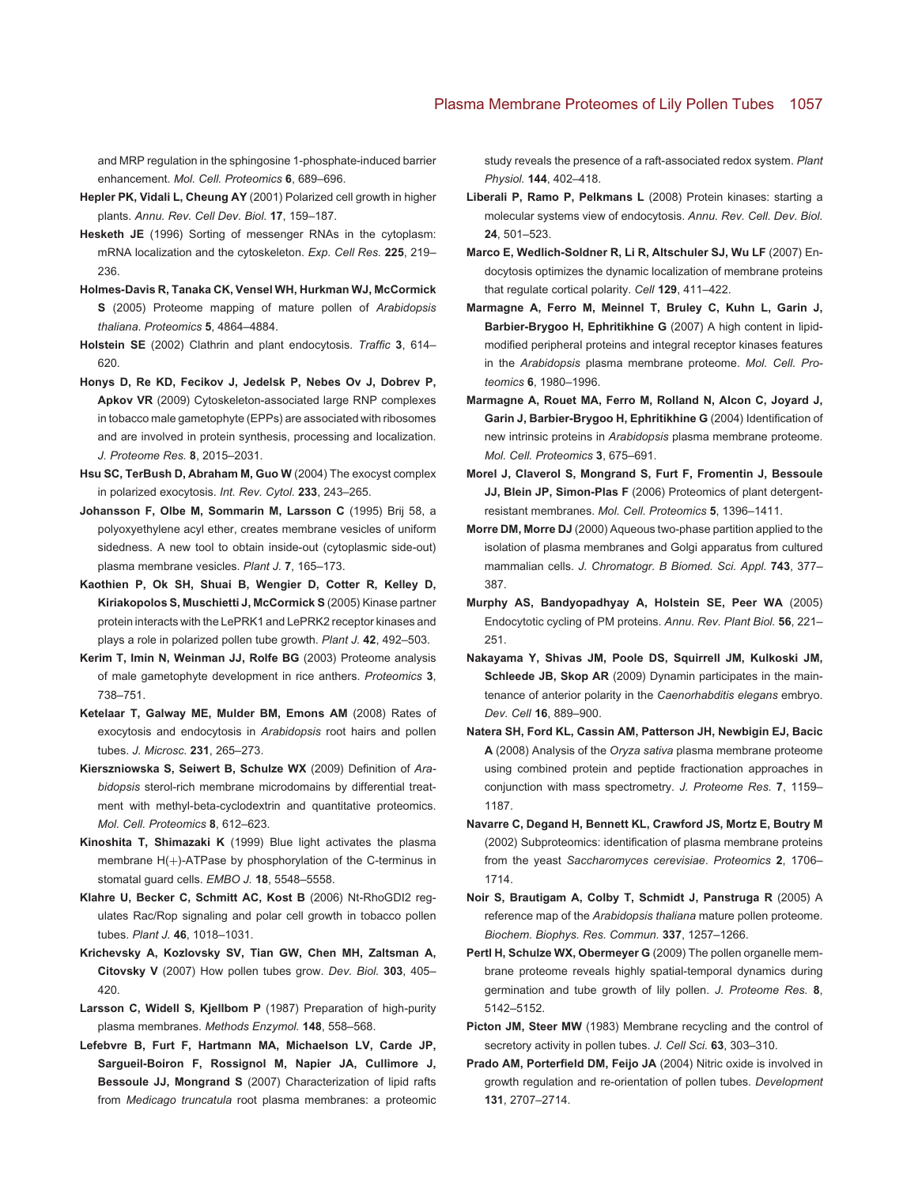and MRP regulation in the sphingosine 1-phosphate-induced barrier enhancement. *Mol. Cell. Proteomics* **6**, 689–696.

**Hepler PK, Vidali L, Cheung AY** (2001) Polarized cell growth in higher plants. *Annu. Rev. Cell Dev. Biol.* **17**, 159–187.

**Hesketh JE** (1996) Sorting of messenger RNAs in the cytoplasm: mRNA localization and the cytoskeleton. *Exp. Cell Res.* **225**, 219–236.

**Holmes-Davis R, Tanaka CK, Vensel WH, Hurkman WJ, McCormick S** (2005) Proteome mapping of mature pollen of *Arabidopsis thaliana*. *Proteomics* **5**, 4864–4884.

**Holstein SE** (2002) Clathrin and plant endocytosis. *Traffic* **3**, 614–620.

**Honys D, Re KD, Fecikov J, Jedelsk P, Nebes Ov J, Dobrev P, Apkov VR** (2009) Cytoskeleton-associated large RNP complexes in tobacco male gametophyte (EPPs) are associated with ribosomes and are involved in protein synthesis, processing and localization. *J. Proteome Res.* **8**, 2015–2031.

**Hsu SC, TerBush D, Abraham M, Guo W** (2004) The exocyst complex in polarized exocytosis. *Int. Rev. Cytol.* **233**, 243–265.

**Johansson F, Olbe M, Sommarin M, Larsson C** (1995) Brij 58, a polyoxyethylene acyl ether, creates membrane vesicles of uniform sidedness. A new tool to obtain inside-out (cytoplasmic side-out) plasma membrane vesicles. *Plant J.* **7**, 165–173.

**Kaothien P, Ok SH, Shuai B, Wengier D, Cotter R, Kelley D, Kiriakopolos S, Muschietti J, McCormick S** (2005) Kinase partner protein interacts with the LePRK1 and LePRK2 receptor kinases and plays a role in polarized pollen tube growth. *Plant J.* **42**, 492–503.

**Kerim T, Imin N, Weinman JJ, Rolfe BG** (2003) Proteome analysis of male gametophyte development in rice anthers. *Proteomics* **3**, 738–751.

**Ketelaar T, Galway ME, Mulder BM, Emons AM** (2008) Rates of exocytosis and endocytosis in *Arabidopsis* root hairs and pollen tubes. *J. Microsc.* **231**, 265–273.

**Kierszniowska S, Seiwert B, Schulze WX** (2009) Definition of *Arabidopsis* sterol-rich membrane microdomains by differential treatment with methyl-beta-cyclodextrin and quantitative proteomics. *Mol. Cell. Proteomics* **8**, 612–623.

**Kinoshita T, Shimazaki K** (1999) Blue light activates the plasma membrane H(+)-ATPase by phosphorylation of the C-terminus in stomatal guard cells. *EMBO J.* **18**, 5548–5558.

**Klahre U, Becker C, Schmitt AC, Kost B** (2006) Nt-RhoGDI2 regulates Rac/Rop signaling and polar cell growth in tobacco pollen tubes. *Plant J.* **46**, 1018–1031.

**Krichevsky A, Kozlovsky SV, Tian GW, Chen MH, Zaltsman A, Citovsky V** (2007) How pollen tubes grow. *Dev. Biol.* **303**, 405–420.

**Larsson C, Widell S, Kjellbom P** (1987) Preparation of high-purity plasma membranes. *Methods Enzymol.* **148**, 558–568.

**Lefebvre B, Furt F, Hartmann MA, Michaelson LV, Carde JP, Sargueil-Boiron F, Rossignol M, Napier JA, Cullimore J, Bessoule JJ, Mongrand S** (2007) Characterization of lipid rafts from *Medicago truncatula* root plasma membranes: a proteomic study reveals the presence of a raft-associated redox system. *Plant Physiol.* **144**, 402–418.

**Liberali P, Ramo P, Pelkmans L** (2008) Protein kinases: starting a molecular systems view of endocytosis. *Annu. Rev. Cell. Dev. Biol.* **24**, 501–523.

**Marco E, Wedlich-Soldner R, Li R, Altschuler SJ, Wu LF** (2007) Endocytosis optimizes the dynamic localization of membrane proteins that regulate cortical polarity. *Cell* **129**, 411–422.

**Marmagne A, Ferro M, Meinnel T, Bruley C, Kuhn L, Garin J, Barbier-Brygoo H, Ephritikhine G** (2007) A high content in lipid-modified peripheral proteins and integral receptor kinases features in the *Arabidopsis* plasma membrane proteome. *Mol. Cell. Proteomics* **6**, 1980–1996.

**Marmagne A, Rouet MA, Ferro M, Rolland N, Alcon C, Joyard J, Garin J, Barbier-Brygoo H, Ephritikhine G** (2004) Identification of new intrinsic proteins in *Arabidopsis* plasma membrane proteome. *Mol. Cell. Proteomics* **3**, 675–691.

**Morel J, Claverol S, Mongrand S, Furt F, Fromentin J, Bessoule JJ, Blein JP, Simon-Plas F** (2006) Proteomics of plant detergent-resistant membranes. *Mol. Cell. Proteomics* **5**, 1396–1411.

**Morre DM, Morre DJ** (2000) Aqueous two-phase partition applied to the isolation of plasma membranes and Golgi apparatus from cultured mammalian cells. *J. Chromatogr. B Biomed. Sci. Appl.* **743**, 377–387.

**Murphy AS, Bandyopadhyay A, Holstein SE, Peer WA** (2005) Endocytotic cycling of PM proteins. *Annu. Rev. Plant Biol.* **56**, 221–251.

**Nakayama Y, Shivas JM, Poole DS, Squirrell JM, Kulkoski JM, Schleede JB, Skop AR** (2009) Dynamin participates in the maintenance of anterior polarity in the *Caenorhabditis elegans* embryo. *Dev. Cell* **16**, 889–900.

**Natera SH, Ford KL, Cassin AM, Patterson JH, Newbigin EJ, Bacic A** (2008) Analysis of the *Oryza sativa* plasma membrane proteome using combined protein and peptide fractionation approaches in conjunction with mass spectrometry. *J. Proteome Res.* **7**, 1159–1187.

**Navarre C, Degand H, Bennett KL, Crawford JS, Mortz E, Boutry M** (2002) Subproteomics: identification of plasma membrane proteins from the yeast *Saccharomyces cerevisiae*. *Proteomics* **2**, 1706–1714.

**Noir S, Brautigam A, Colby T, Schmidt J, Panstruga R** (2005) A reference map of the *Arabidopsis thaliana* mature pollen proteome. *Biochem. Biophys. Res. Commun.* **337**, 1257–1266.

**Pertl H, Schulze WX, Obermeyer G** (2009) The pollen organelle membrane proteome reveals highly spatial-temporal dynamics during germination and tube growth of lily pollen. *J. Proteome Res.* **8**, 5142–5152.

**Picton JM, Steer MW** (1983) Membrane recycling and the control of secretory activity in pollen tubes. *J. Cell Sci.* **63**, 303–310.

**Prado AM, Porterfield DM, Feijo JA** (2004) Nitric oxide is involved in growth regulation and re-orientation of pollen tubes. *Development* **131**, 2707–2714.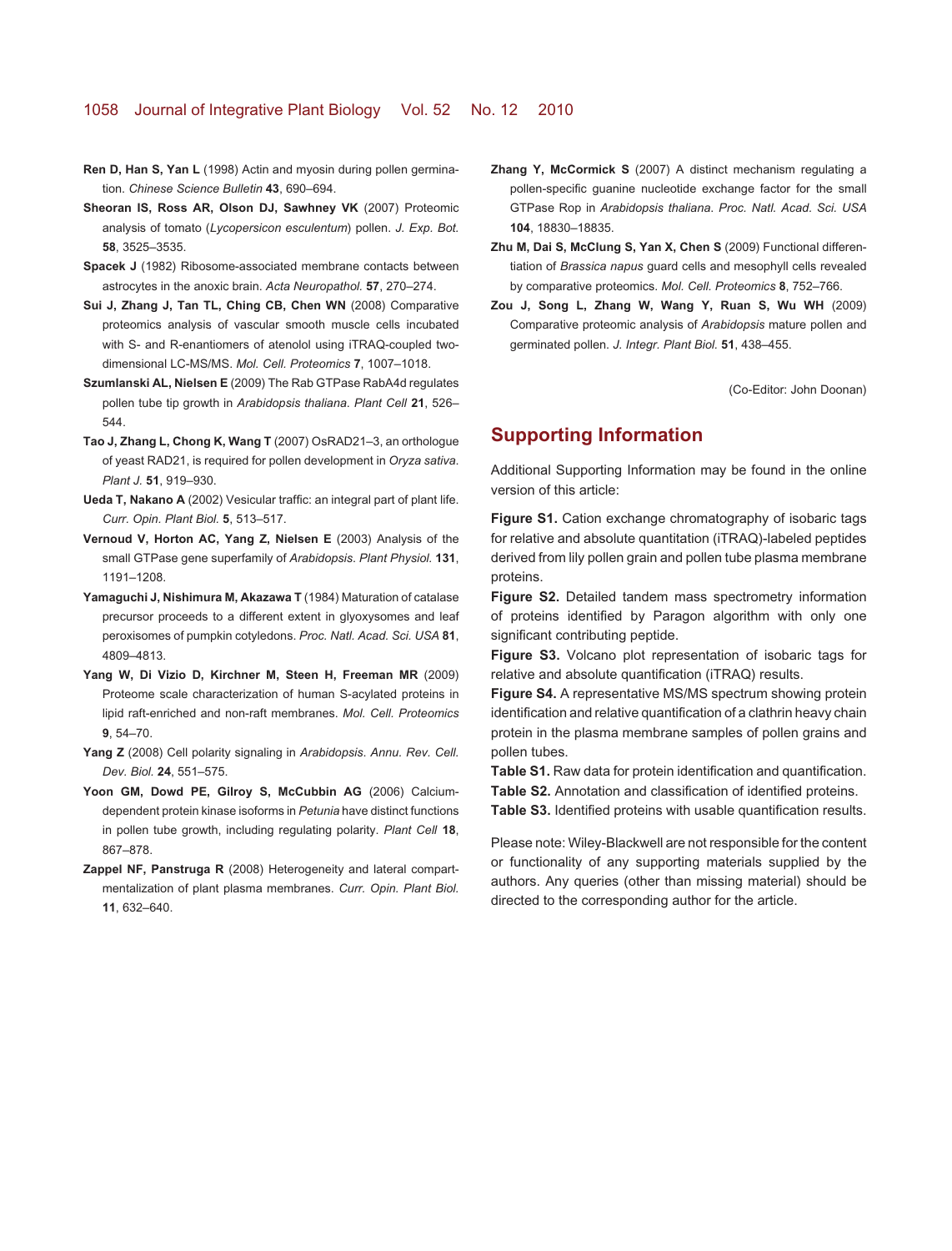Ren D, Han S, Yan L (1998) Actin and myosin during pollen germination. *Chinese Science Bulletin* **43**, 690–694.

Sheoran IS, Ross AR, Olson DJ, Sawhney VK (2007) Proteomic analysis of tomato (*Lycopersicon esculentum*) pollen. *J. Exp. Bot.* **58**, 3525–3535.

Spacek J (1982) Ribosome-associated membrane contacts between astrocytes in the anoxic brain. *Acta Neuropathol.* **57**, 270–274.

Sui J, Zhang J, Tan TL, Ching CB, Chen WN (2008) Comparative proteomics analysis of vascular smooth muscle cells incubated with S- and R-enantiomers of atenolol using iTRAQ-coupled two-dimensional LC-MS/MS. *Mol. Cell. Proteomics* **7**, 1007–1018.

Szumlanski AL, Nielsen E (2009) The Rab GTPase RabA4d regulates pollen tube tip growth in *Arabidopsis thaliana*. *Plant Cell* **21**, 526–544.

Tao J, Zhang L, Chong K, Wang T (2007) OsRAD21–3, an orthologue of yeast RAD21, is required for pollen development in *Oryza sativa*. *Plant J.* **51**, 919–930.

Ueda T, Nakano A (2002) Vesicular traffic: an integral part of plant life. *Curr. Opin. Plant Biol.* **5**, 513–517.

Vernoud V, Horton AC, Yang Z, Nielsen E (2003) Analysis of the small GTPase gene superfamily of *Arabidopsis*. *Plant Physiol.* **131**, 1191–1208.

Yamaguchi J, Nishimura M, Akazawa T (1984) Maturation of catalase precursor proceeds to a different extent in glyoxysomes and leaf peroxisomes of pumpkin cotyledons. *Proc. Natl. Acad. Sci. USA* **81**, 4809–4813.

Yang W, Di Vizio D, Kirchner M, Steen H, Freeman MR (2009) Proteome scale characterization of human S-acylated proteins in lipid raft-enriched and non-raft membranes. *Mol. Cell. Proteomics* **9**, 54–70.

Yang Z (2008) Cell polarity signaling in *Arabidopsis*. *Annu. Rev. Cell. Dev. Biol.* **24**, 551–575.

Yoon GM, Dowd PE, Gilroy S, McCubbin AG (2006) Calcium-dependent protein kinase isoforms in *Petunia* have distinct functions in pollen tube growth, including regulating polarity. *Plant Cell* **18**, 867–878.

Zappel NF, Panstruga R (2008) Heterogeneity and lateral compartmentalization of plant plasma membranes. *Curr. Opin. Plant Biol.* **11**, 632–640.

Zhang Y, McCormick S (2007) A distinct mechanism regulating a pollen-specific guanine nucleotide exchange factor for the small GTPase Rop in *Arabidopsis thaliana*. *Proc. Natl. Acad. Sci. USA* **104**, 18830–18835.

Zhu M, Dai S, McClung S, Yan X, Chen S (2009) Functional differentiation of *Brassica napus* guard cells and mesophyll cells revealed by comparative proteomics. *Mol. Cell. Proteomics* **8**, 752–766.

Zou J, Song L, Zhang W, Wang Y, Ruan S, Wu WH (2009) Comparative proteomic analysis of *Arabidopsis* mature pollen and germinated pollen. *J. Integr. Plant Biol.* **51**, 438–455.

(Co-Editor: John Doonan)

## Supporting Information

Additional Supporting Information may be found in the online version of this article:

**Figure S1.** Cation exchange chromatography of isobaric tags for relative and absolute quantitation (iTRAQ)-labeled peptides derived from lily pollen grain and pollen tube plasma membrane proteins.

**Figure S2.** Detailed tandem mass spectrometry information of proteins identified by Paragon algorithm with only one significant contributing peptide.

**Figure S3.** Volcano plot representation of isobaric tags for relative and absolute quantification (iTRAQ) results.

**Figure S4.** A representative MS/MS spectrum showing protein identification and relative quantification of a clathrin heavy chain protein in the plasma membrane samples of pollen grains and pollen tubes.

**Table S1.** Raw data for protein identification and quantification.

**Table S2.** Annotation and classification of identified proteins.

**Table S3.** Identified proteins with usable quantification results.

Please note: Wiley-Blackwell are not responsible for the content or functionality of any supporting materials supplied by the authors. Any queries (other than missing material) should be directed to the corresponding author for the article.